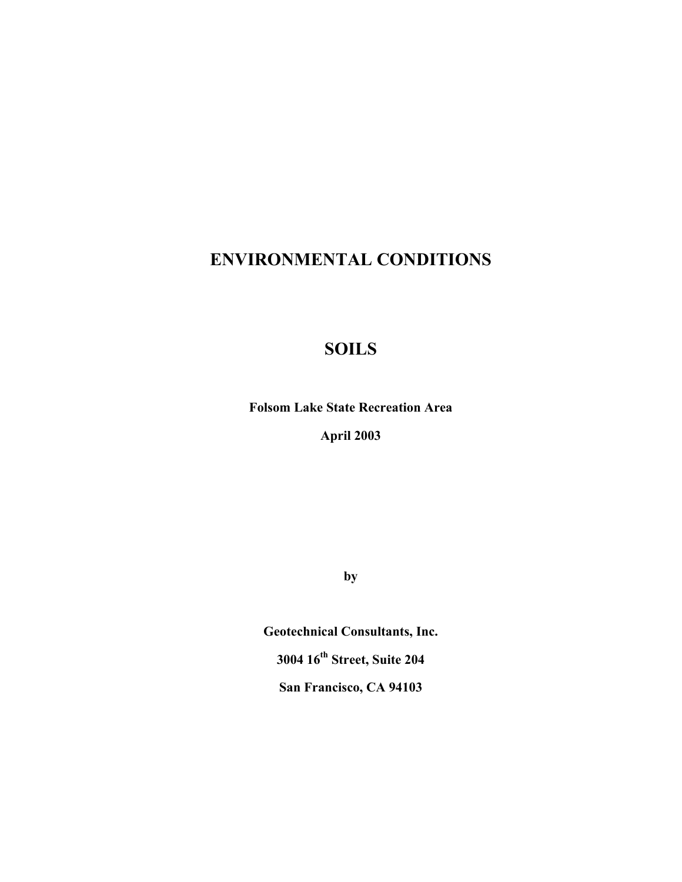# ENVIRONMENTAL CONDITIONS

# SOILS

**Folsom Lake State Recreation Area**

**April 2003**

**by**

**Geotechnical Consultants, Inc.**

**3004 16th Street, Suite 204**

**San Francisco, CA 94103**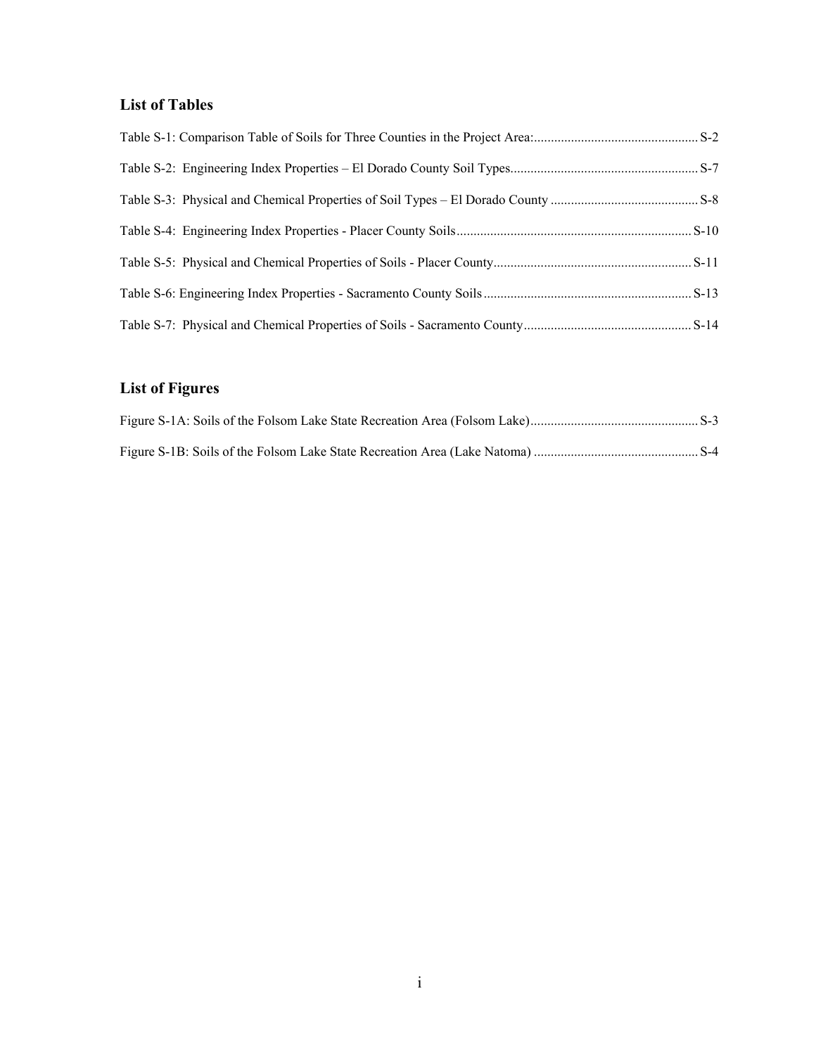## List of Tables

Table S-1: Comparison Table of Soils for Three Counties in the Project Area: ............ S-2

Table S-2: Engineering Index Properties – El Dorado County Soil Types ............ S-7

Table S-3: Physical and Chemical Properties of Soil Types – El Dorado County ............ S-8

Table S-4: Engineering Index Properties - Placer County Soils ............ S-10

Table S-5: Physical and Chemical Properties of Soils - Placer County ............ S-11

Table S-6: Engineering Index Properties - Sacramento County Soils ............ S-13

Table S-7: Physical and Chemical Properties of Soils - Sacramento County ............ S-14

## List of Figures

Figure S-1A: Soils of the Folsom Lake State Recreation Area (Folsom Lake) ............ S-3

Figure S-1B: Soils of the Folsom Lake State Recreation Area (Lake Natoma) ............ S-4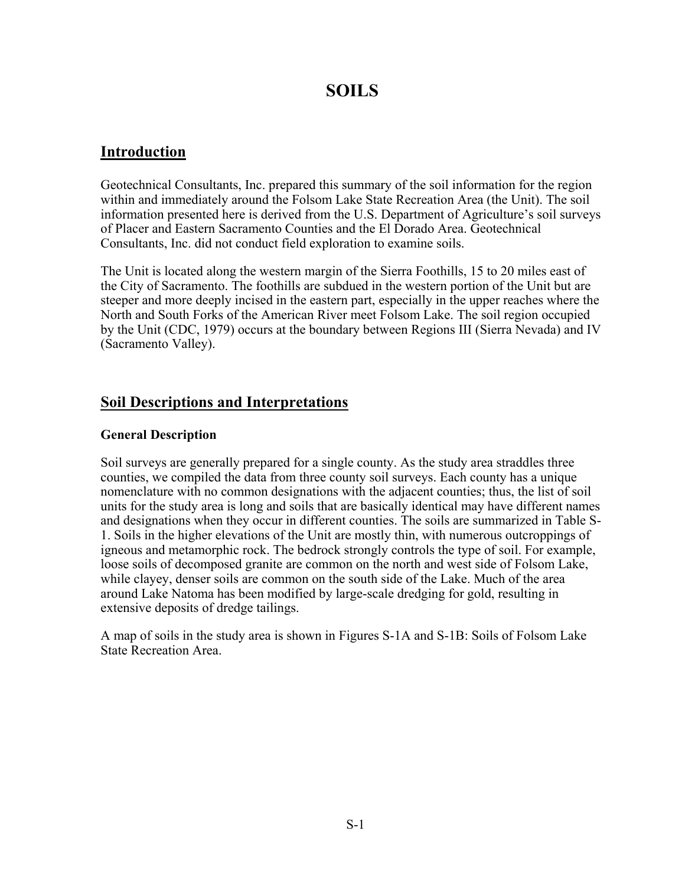# SOILS

## Introduction

Geotechnical Consultants, Inc. prepared this summary of the soil information for the region within and immediately around the Folsom Lake State Recreation Area (the Unit). The soil information presented here is derived from the U.S. Department of Agriculture's soil surveys of Placer and Eastern Sacramento Counties and the El Dorado Area. Geotechnical Consultants, Inc. did not conduct field exploration to examine soils.

The Unit is located along the western margin of the Sierra Foothills, 15 to 20 miles east of the City of Sacramento. The foothills are subdued in the western portion of the Unit but are steeper and more deeply incised in the eastern part, especially in the upper reaches where the North and South Forks of the American River meet Folsom Lake. The soil region occupied by the Unit (CDC, 1979) occurs at the boundary between Regions III (Sierra Nevada) and IV (Sacramento Valley).

## Soil Descriptions and Interpretations

### General Description

Soil surveys are generally prepared for a single county. As the study area straddles three counties, we compiled the data from three county soil surveys. Each county has a unique nomenclature with no common designations with the adjacent counties; thus, the list of soil units for the study area is long and soils that are basically identical may have different names and designations when they occur in different counties. The soils are summarized in Table S-1. Soils in the higher elevations of the Unit are mostly thin, with numerous outcroppings of igneous and metamorphic rock. The bedrock strongly controls the type of soil. For example, loose soils of decomposed granite are common on the north and west side of Folsom Lake, while clayey, denser soils are common on the south side of the Lake. Much of the area around Lake Natoma has been modified by large-scale dredging for gold, resulting in extensive deposits of dredge tailings.

A map of soils in the study area is shown in Figures S-1A and S-1B: Soils of Folsom Lake State Recreation Area.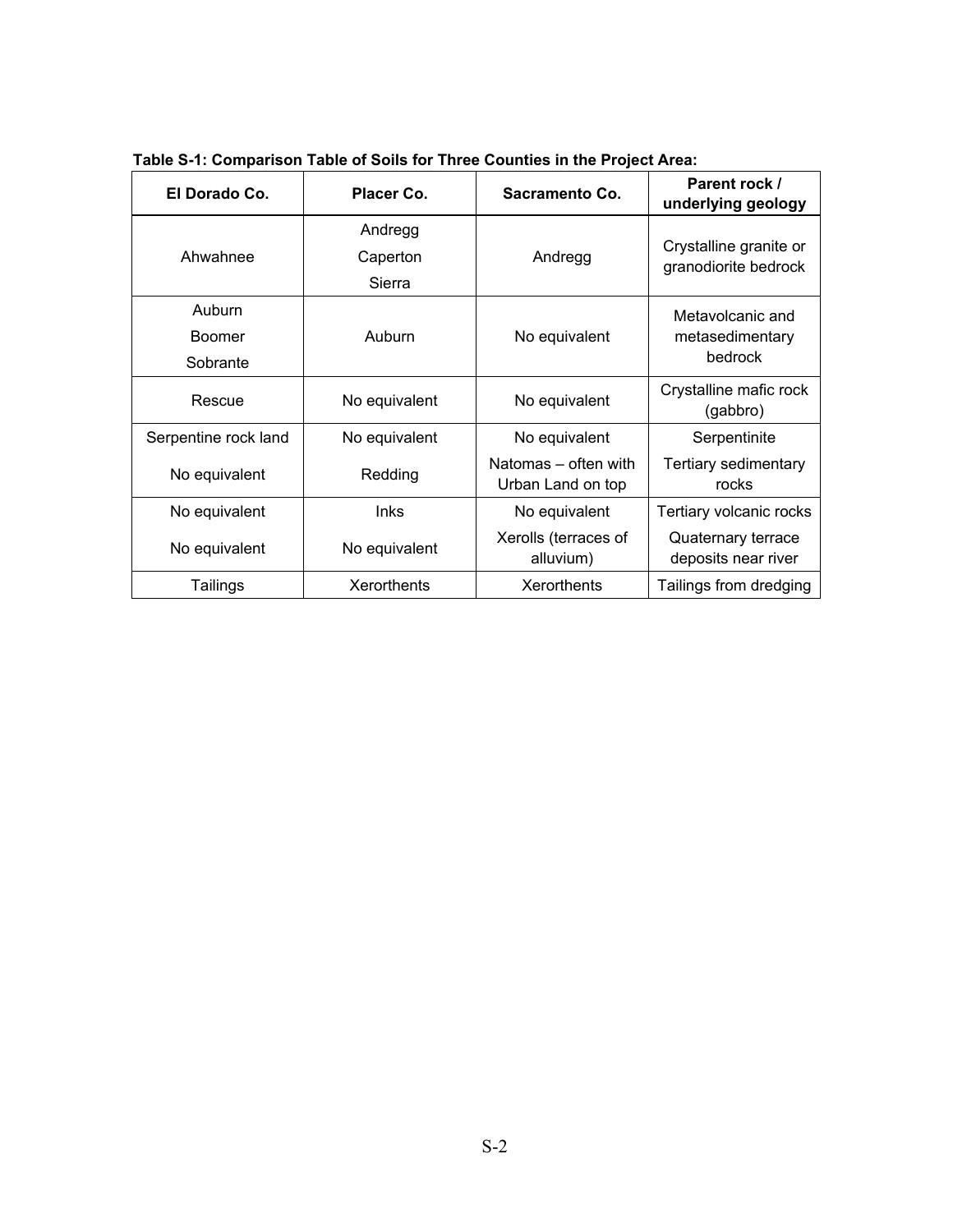**Table S-1: Comparison Table of Soils for Three Counties in the Project Area:**

| El Dorado Co. | Placer Co. | Sacramento Co. | Parent rock / underlying geology |
|---|---|---|---|
| Ahwahnee | Andregg<br>Caperton<br>Sierra | Andregg | Crystalline granite or granodiorite bedrock |
| Auburn<br>Boomer<br>Sobrante | Auburn | No equivalent | Metavolcanic and metasedimentary bedrock |
| Rescue | No equivalent | No equivalent | Crystalline mafic rock (gabbro) |
| Serpentine rock land | No equivalent | No equivalent | Serpentinite |
| No equivalent | Redding | Natomas – often with Urban Land on top | Tertiary sedimentary rocks |
| No equivalent | Inks | No equivalent | Tertiary volcanic rocks |
| No equivalent | No equivalent | Xerolls (terraces of alluvium) | Quaternary terrace deposits near river |
| Tailings | Xerorthents | Xerorthents | Tailings from dredging |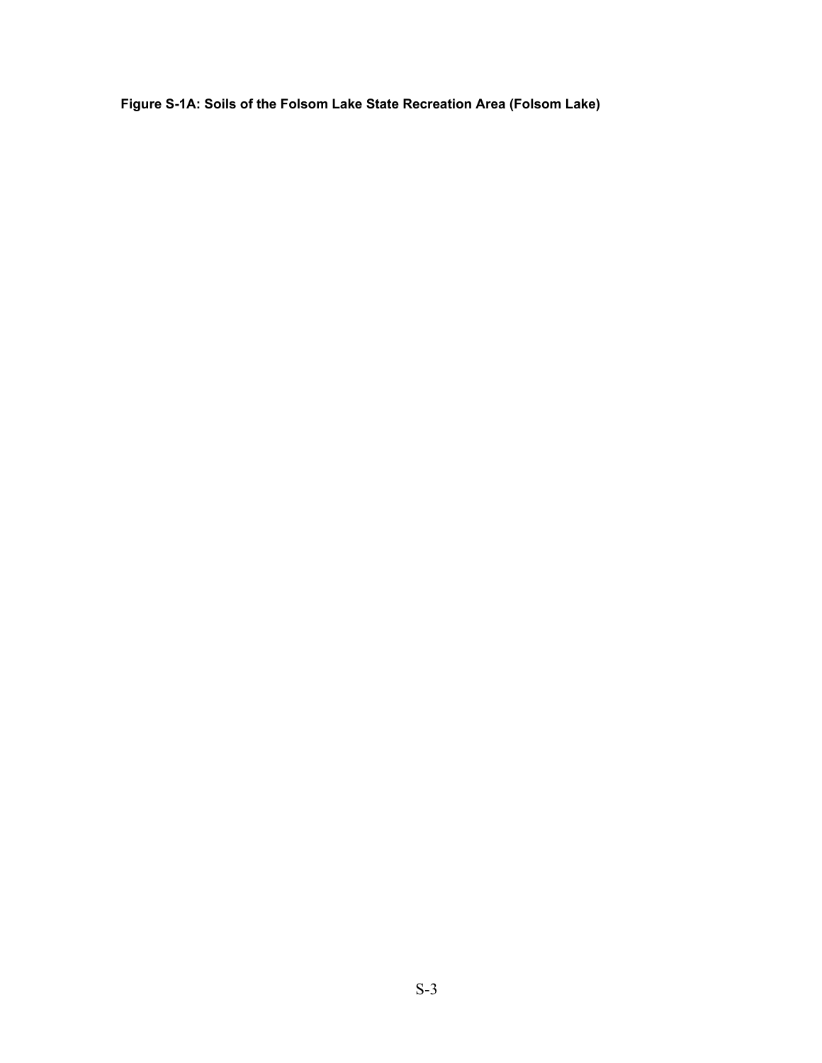**Figure S-1A: Soils of the Folsom Lake State Recreation Area (Folsom Lake)**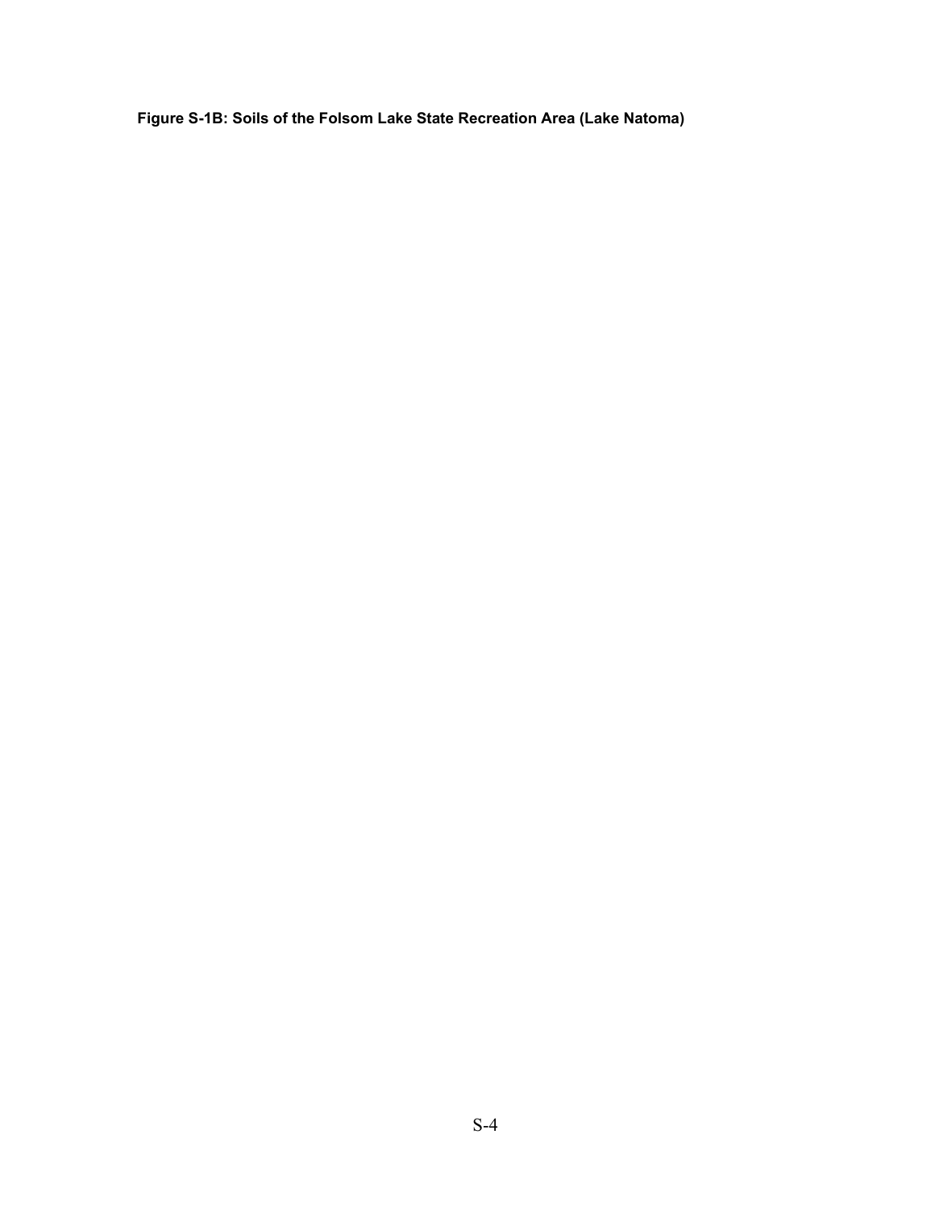**Figure S-1B: Soils of the Folsom Lake State Recreation Area (Lake Natoma)**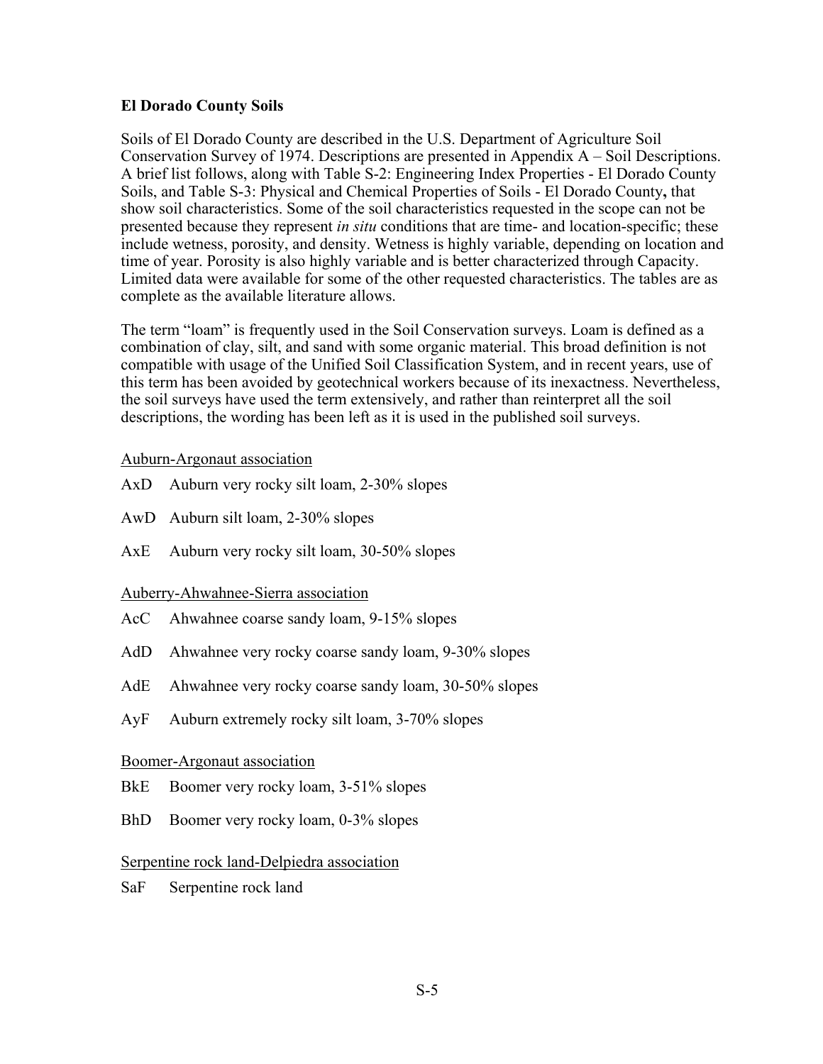## El Dorado County Soils

Soils of El Dorado County are described in the U.S. Department of Agriculture Soil Conservation Survey of 1974. Descriptions are presented in Appendix A – Soil Descriptions. A brief list follows, along with Table S-2: Engineering Index Properties - El Dorado County Soils, and Table S-3: Physical and Chemical Properties of Soils - El Dorado County**,** that show soil characteristics. Some of the soil characteristics requested in the scope can not be presented because they represent *in situ* conditions that are time- and location-specific; these include wetness, porosity, and density. Wetness is highly variable, depending on location and time of year. Porosity is also highly variable and is better characterized through Capacity. Limited data were available for some of the other requested characteristics. The tables are as complete as the available literature allows.

The term "loam" is frequently used in the Soil Conservation surveys. Loam is defined as a combination of clay, silt, and sand with some organic material. This broad definition is not compatible with usage of the Unified Soil Classification System, and in recent years, use of this term has been avoided by geotechnical workers because of its inexactness. Nevertheless, the soil surveys have used the term extensively, and rather than reinterpret all the soil descriptions, the wording has been left as it is used in the published soil surveys.

<u>Auburn-Argonaut association</u>

AxD Auburn very rocky silt loam, 2-30% slopes

AwD Auburn silt loam, 2-30% slopes

AxE Auburn very rocky silt loam, 30-50% slopes

<u>Auberry-Ahwahnee-Sierra association</u>

AcC Ahwahnee coarse sandy loam, 9-15% slopes

AdD Ahwahnee very rocky coarse sandy loam, 9-30% slopes

AdE Ahwahnee very rocky coarse sandy loam, 30-50% slopes

AyF Auburn extremely rocky silt loam, 3-70% slopes

<u>Boomer-Argonaut association</u>

BkE Boomer very rocky loam, 3-51% slopes

BhD Boomer very rocky loam, 0-3% slopes

<u>Serpentine rock land-Delpiedra association</u>

SaF Serpentine rock land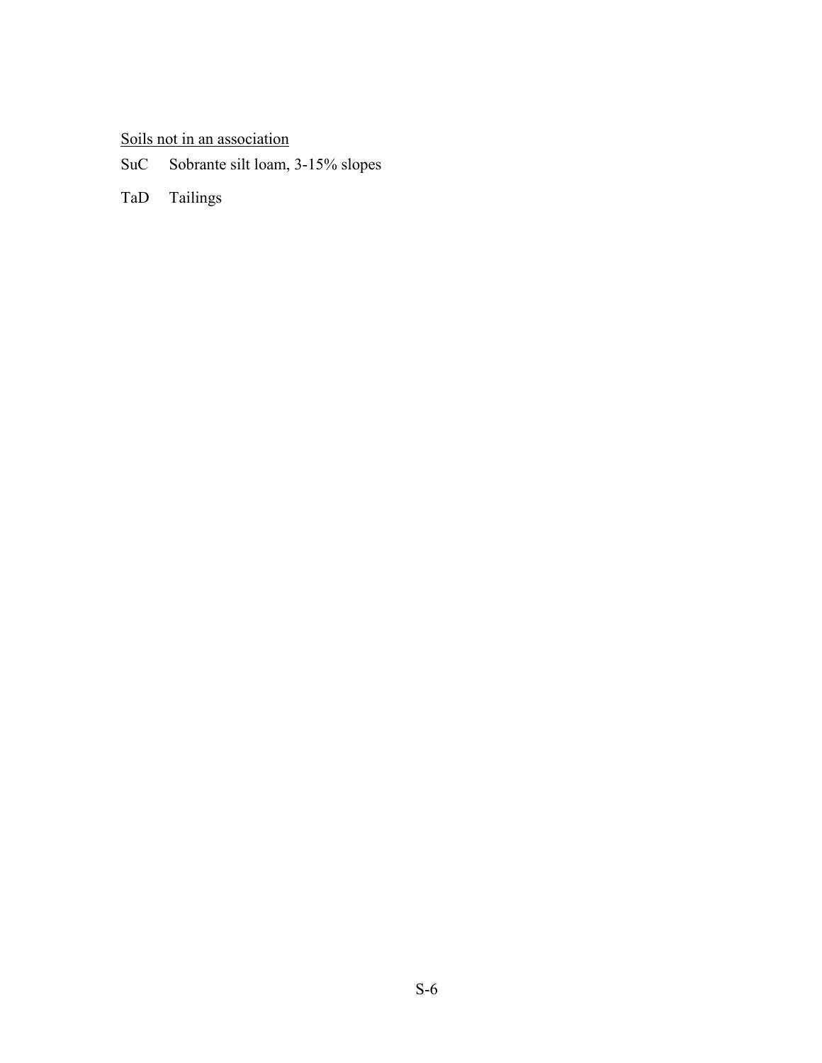Soils not in an association

SuC Sobrante silt loam, 3-15% slopes

TaD Tailings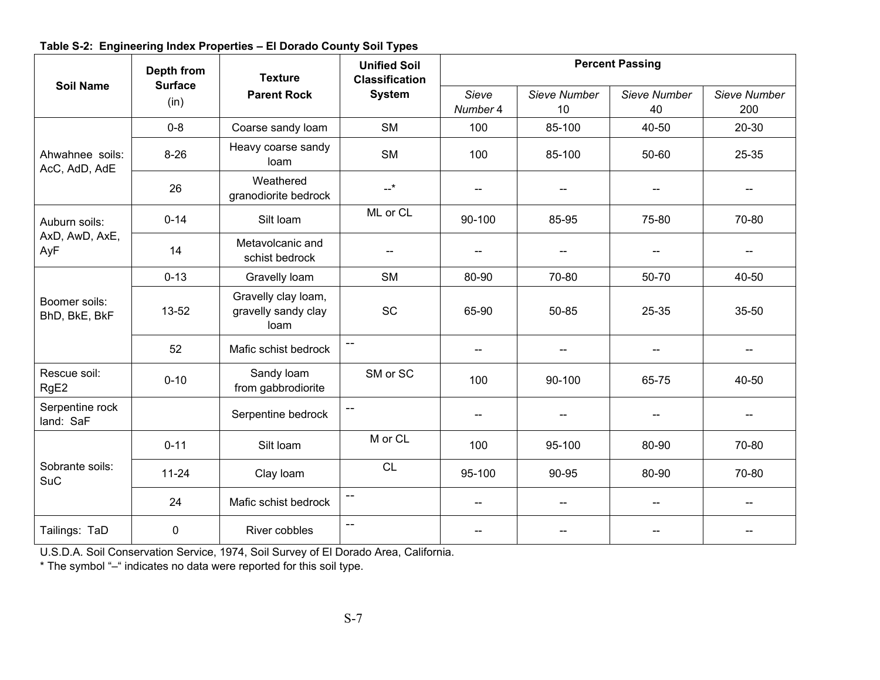**Table S-2: Engineering Index Properties – El Dorado County Soil Types**

| Soil Name | Depth from Surface (in) | Texture Parent Rock | Unified Soil Classification System | Percent Passing | | | |
|---|---|---|---|---|---|---|---|
| | | | | *Sieve Number* 4 | *Sieve Number* 10 | *Sieve Number* 40 | *Sieve Number* 200 |
| Ahwahnee soils: AcC, AdD, AdE | 0-8 | Coarse sandy loam | SM | 100 | 85-100 | 40-50 | 20-30 |
| | 8-26 | Heavy coarse sandy loam | SM | 100 | 85-100 | 50-60 | 25-35 |
| | 26 | Weathered granodiorite bedrock | --* | -- | -- | -- | -- |
| Auburn soils: AxD, AwD, AxE, AyF | 0-14 | Silt loam | ML or CL | 90-100 | 85-95 | 75-80 | 70-80 |
| | 14 | Metavolcanic and schist bedrock | -- | -- | -- | -- | -- |
| Boomer soils: BhD, BkE, BkF | 0-13 | Gravelly loam | SM | 80-90 | 70-80 | 50-70 | 40-50 |
| | 13-52 | Gravelly clay loam, gravelly sandy clay loam | SC | 65-90 | 50-85 | 25-35 | 35-50 |
| | 52 | Mafic schist bedrock | -- | -- | -- | -- | -- |
| Rescue soil: RgE2 | 0-10 | Sandy loam from gabbrodiorite | SM or SC | 100 | 90-100 | 65-75 | 40-50 |
| Serpentine rock land: SaF | | Serpentine bedrock | -- | -- | -- | -- | -- |
| Sobrante soils: SuC | 0-11 | Silt loam | M or CL | 100 | 95-100 | 80-90 | 70-80 |
| | 11-24 | Clay loam | CL | 95-100 | 90-95 | 80-90 | 70-80 |
| | 24 | Mafic schist bedrock | -- | -- | -- | -- | -- |
| Tailings: TaD | 0 | River cobbles | -- | -- | -- | -- | -- |

U.S.D.A. Soil Conservation Service, 1974, Soil Survey of El Dorado Area, California.
* The symbol "–" indicates no data were reported for this soil type.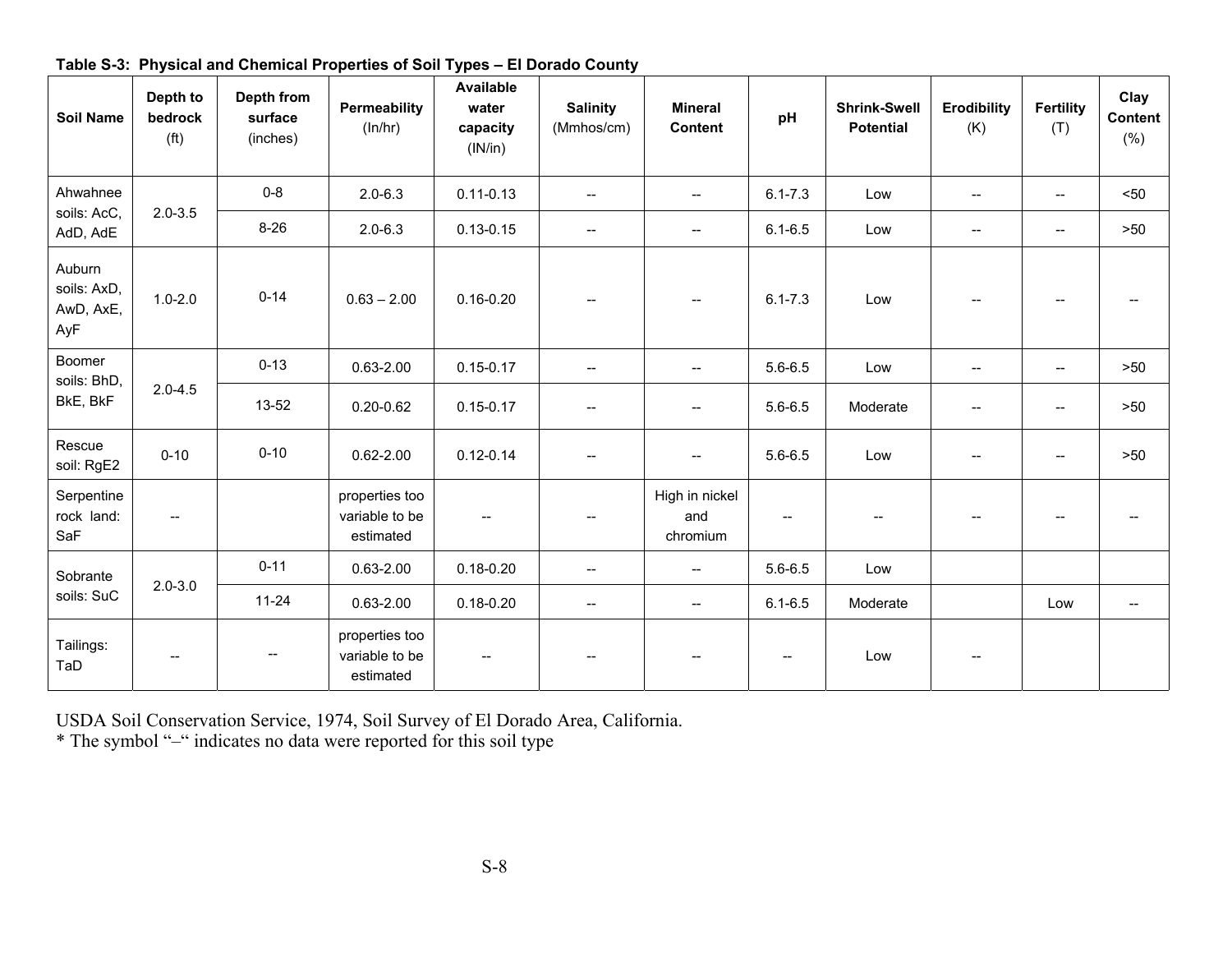**Table S-3: Physical and Chemical Properties of Soil Types – El Dorado County**

| Soil Name | Depth to bedrock (ft) | Depth from surface (inches) | Permeability (In/hr) | Available water capacity (IN/in) | Salinity (Mmhos/cm) | Mineral Content | pH | Shrink-Swell Potential | Erodibility (K) | Fertility (T) | Clay Content (%) |
|---|---|---|---|---|---|---|---|---|---|---|---|
| Ahwahnee soils: AcC, AdD, AdE | 2.0-3.5 | 0-8 | 2.0-6.3 | 0.11-0.13 | -- | -- | 6.1-7.3 | Low | -- | -- | <50 |
| | | 8-26 | 2.0-6.3 | 0.13-0.15 | -- | -- | 6.1-6.5 | Low | -- | -- | >50 |
| Auburn soils: AxD, AwD, AxE, AyF | 1.0-2.0 | 0-14 | 0.63 – 2.00 | 0.16-0.20 | -- | -- | 6.1-7.3 | Low | -- | -- | -- |
| Boomer soils: BhD, BkE, BkF | 2.0-4.5 | 0-13 | 0.63-2.00 | 0.15-0.17 | -- | -- | 5.6-6.5 | Low | -- | -- | >50 |
| | | 13-52 | 0.20-0.62 | 0.15-0.17 | -- | -- | 5.6-6.5 | Moderate | -- | -- | >50 |
| Rescue soil: RgE2 | 0-10 | 0-10 | 0.62-2.00 | 0.12-0.14 | -- | -- | 5.6-6.5 | Low | -- | -- | >50 |
| Serpentine rock land: SaF | -- | | properties too variable to be estimated | -- | -- | High in nickel and chromium | -- | -- | -- | -- | -- |
| Sobrante soils: SuC | 2.0-3.0 | 0-11 | 0.63-2.00 | 0.18-0.20 | -- | -- | 5.6-6.5 | Low | | | |
| | | 11-24 | 0.63-2.00 | 0.18-0.20 | -- | -- | 6.1-6.5 | Moderate | | Low | -- |
| Tailings: TaD | -- | -- | properties too variable to be estimated | -- | -- | -- | -- | Low | -- | | |

USDA Soil Conservation Service, 1974, Soil Survey of El Dorado Area, California.
* The symbol "–" indicates no data were reported for this soil type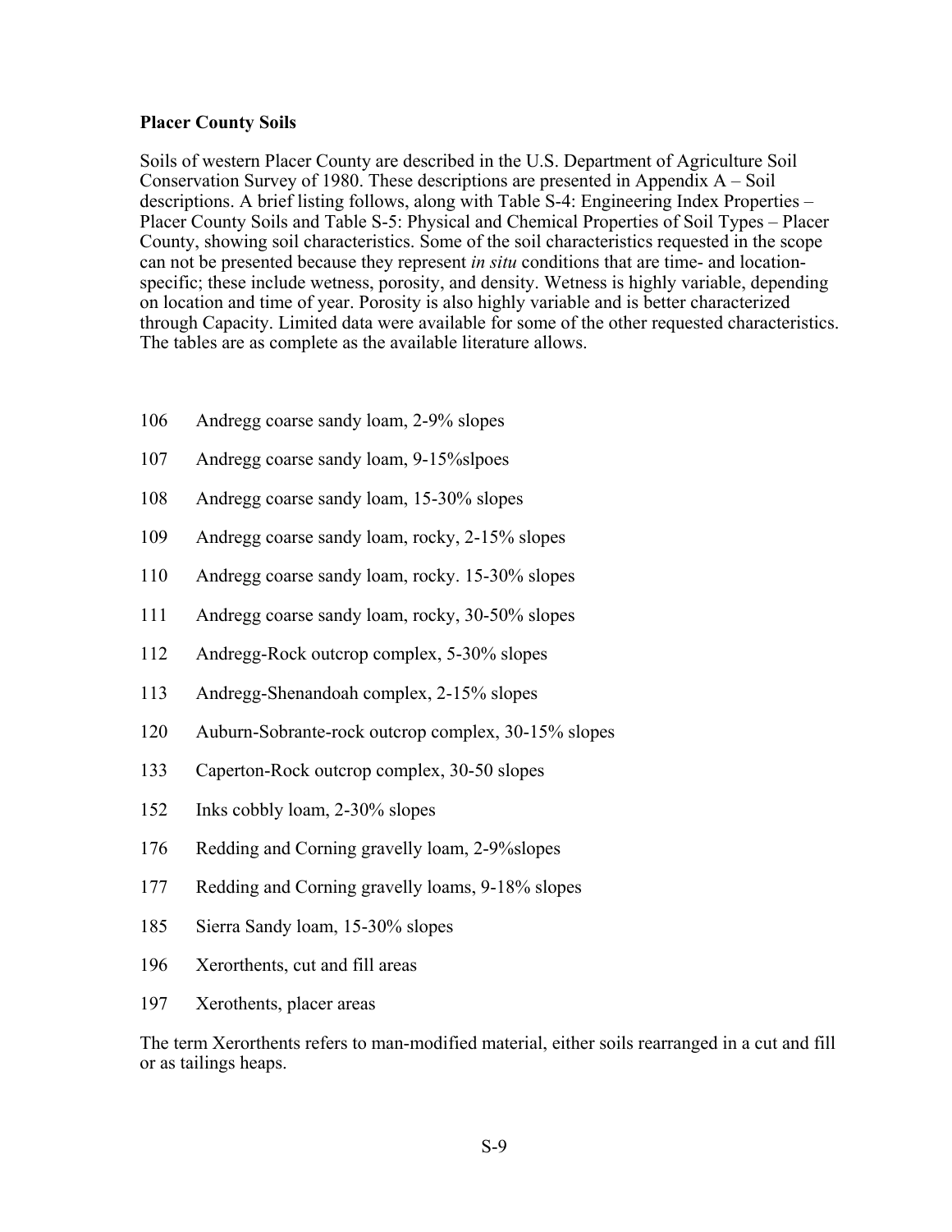**Placer County Soils**

Soils of western Placer County are described in the U.S. Department of Agriculture Soil Conservation Survey of 1980. These descriptions are presented in Appendix A – Soil descriptions. A brief listing follows, along with Table S-4: Engineering Index Properties – Placer County Soils and Table S-5: Physical and Chemical Properties of Soil Types – Placer County, showing soil characteristics. Some of the soil characteristics requested in the scope can not be presented because they represent *in situ* conditions that are time- and location-specific; these include wetness, porosity, and density. Wetness is highly variable, depending on location and time of year. Porosity is also highly variable and is better characterized through Capacity. Limited data were available for some of the other requested characteristics. The tables are as complete as the available literature allows.

106 Andregg coarse sandy loam, 2-9% slopes

107 Andregg coarse sandy loam, 9-15%slpoes

108 Andregg coarse sandy loam, 15-30% slopes

109 Andregg coarse sandy loam, rocky, 2-15% slopes

110 Andregg coarse sandy loam, rocky. 15-30% slopes

111 Andregg coarse sandy loam, rocky, 30-50% slopes

112 Andregg-Rock outcrop complex, 5-30% slopes

113 Andregg-Shenandoah complex, 2-15% slopes

120 Auburn-Sobrante-rock outcrop complex, 30-15% slopes

133 Caperton-Rock outcrop complex, 30-50 slopes

152 Inks cobbly loam, 2-30% slopes

176 Redding and Corning gravelly loam, 2-9%slopes

177 Redding and Corning gravelly loams, 9-18% slopes

185 Sierra Sandy loam, 15-30% slopes

196 Xerorthents, cut and fill areas

197 Xerothents, placer areas

The term Xerorthents refers to man-modified material, either soils rearranged in a cut and fill or as tailings heaps.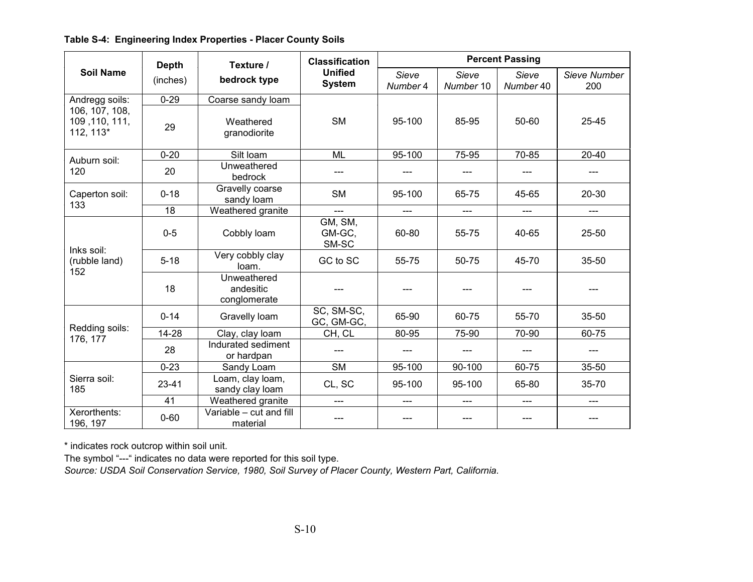**Table S-4: Engineering Index Properties - Placer County Soils**

| Soil Name | Depth (inches) | Texture / bedrock type | Classification Unified System | Percent Passing | | | |
|---|---|---|---|---|---|---|---|
| | | | | *Sieve Number* 4 | *Sieve Number* 10 | *Sieve Number* 40 | *Sieve Number* 200 |
| Andregg soils: 106, 107, 108, 109 ,110, 111, 112, 113* | 0-29 | Coarse sandy loam | SM | 95-100 | 85-95 | 50-60 | 25-45 |
| | 29 | Weathered granodiorite | | | | | |
| Auburn soil: 120 | 0-20 | Silt loam | ML | 95-100 | 75-95 | 70-85 | 20-40 |
| | 20 | Unweathered bedrock | --- | --- | --- | --- | --- |
| Caperton soil: 133 | 0-18 | Gravelly coarse sandy loam | SM | 95-100 | 65-75 | 45-65 | 20-30 |
| | 18 | Weathered granite | --- | --- | --- | --- | --- |
| Inks soil: (rubble land) 152 | 0-5 | Cobbly loam | GM, SM, GM-GC, SM-SC | 60-80 | 55-75 | 40-65 | 25-50 |
| | 5-18 | Very cobbly clay loam. | GC to SC | 55-75 | 50-75 | 45-70 | 35-50 |
| | 18 | Unweathered andesitic conglomerate | --- | --- | --- | --- | --- |
| Redding soils: 176, 177 | 0-14 | Gravelly loam | SC, SM-SC, GC, GM-GC, | 65-90 | 60-75 | 55-70 | 35-50 |
| | 14-28 | Clay, clay loam | CH, CL | 80-95 | 75-90 | 70-90 | 60-75 |
| | 28 | Indurated sediment or hardpan | --- | --- | --- | --- | --- |
| Sierra soil: 185 | 0-23 | Sandy Loam | SM | 95-100 | 90-100 | 60-75 | 35-50 |
| | 23-41 | Loam, clay loam, sandy clay loam | CL, SC | 95-100 | 95-100 | 65-80 | 35-70 |
| | 41 | Weathered granite | --- | --- | --- | --- | --- |
| Xerorthents: 196, 197 | 0-60 | Variable – cut and fill material | --- | --- | --- | --- | --- |

* indicates rock outcrop within soil unit.
The symbol "---" indicates no data were reported for this soil type.
*Source: USDA Soil Conservation Service, 1980, Soil Survey of Placer County, Western Part, California.*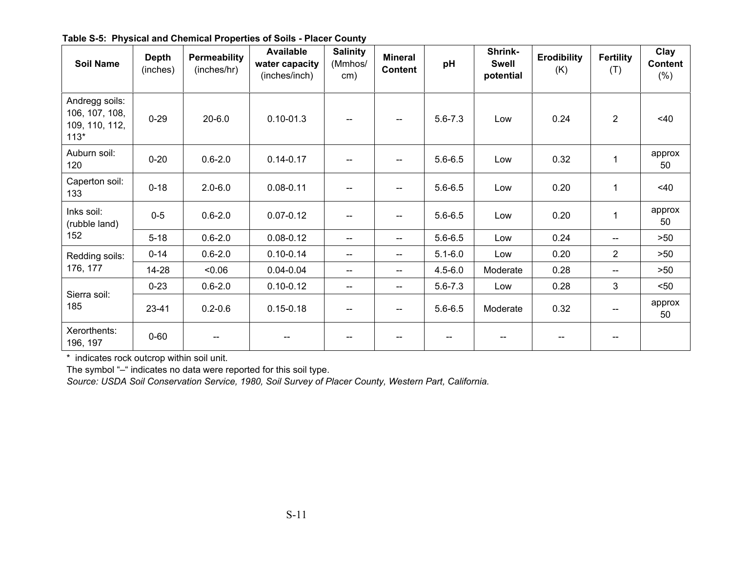**Table S-5: Physical and Chemical Properties of Soils - Placer County**

| Soil Name | Depth (inches) | Permeability (inches/hr) | Available water capacity (inches/inch) | Salinity (Mmhos/ cm) | Mineral Content | pH | Shrink-Swell potential | Erodibility (K) | Fertility (T) | Clay Content (%) |
|---|---|---|---|---|---|---|---|---|---|---|
| Andregg soils: 106, 107, 108, 109, 110, 112, 113* | 0-29 | 20-6.0 | 0.10-01.3 | -- | -- | 5.6-7.3 | Low | 0.24 | 2 | <40 |
| Auburn soil: 120 | 0-20 | 0.6-2.0 | 0.14-0.17 | -- | -- | 5.6-6.5 | Low | 0.32 | 1 | approx 50 |
| Caperton soil: 133 | 0-18 | 2.0-6.0 | 0.08-0.11 | -- | -- | 5.6-6.5 | Low | 0.20 | 1 | <40 |
| Inks soil: (rubble land) 152 | 0-5 | 0.6-2.0 | 0.07-0.12 | -- | -- | 5.6-6.5 | Low | 0.20 | 1 | approx 50 |
| | 5-18 | 0.6-2.0 | 0.08-0.12 | -- | -- | 5.6-6.5 | Low | 0.24 | -- | >50 |
| Redding soils: 176, 177 | 0-14 | 0.6-2.0 | 0.10-0.14 | -- | -- | 5.1-6.0 | Low | 0.20 | 2 | >50 |
| | 14-28 | <0.06 | 0.04-0.04 | -- | -- | 4.5-6.0 | Moderate | 0.28 | -- | >50 |
| Sierra soil: 185 | 0-23 | 0.6-2.0 | 0.10-0.12 | -- | -- | 5.6-7.3 | Low | 0.28 | 3 | <50 |
| | 23-41 | 0.2-0.6 | 0.15-0.18 | -- | -- | 5.6-6.5 | Moderate | 0.32 | -- | approx 50 |
| Xerorthents: 196, 197 | 0-60 | -- | -- | -- | -- | -- | -- | -- | -- | |

\* indicates rock outcrop within soil unit.

The symbol "–" indicates no data were reported for this soil type.

*Source: USDA Soil Conservation Service, 1980, Soil Survey of Placer County, Western Part, California.*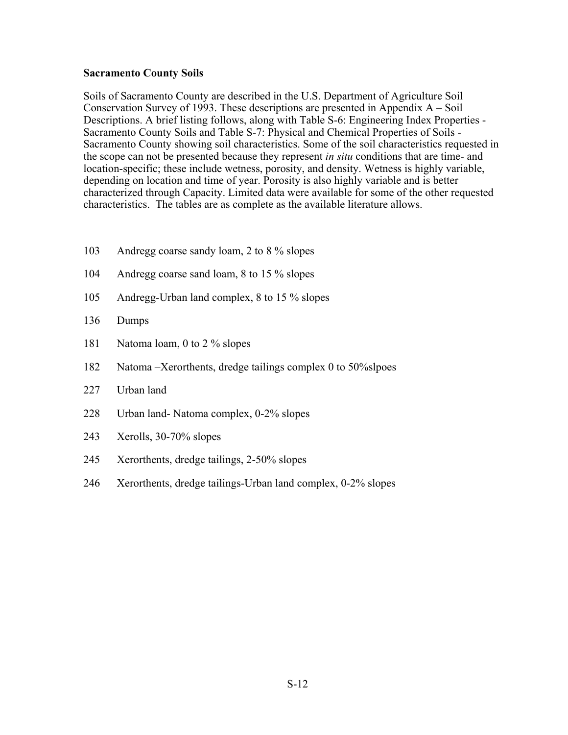**Sacramento County Soils**

Soils of Sacramento County are described in the U.S. Department of Agriculture Soil Conservation Survey of 1993. These descriptions are presented in Appendix A – Soil Descriptions. A brief listing follows, along with Table S-6: Engineering Index Properties - Sacramento County Soils and Table S-7: Physical and Chemical Properties of Soils - Sacramento County showing soil characteristics. Some of the soil characteristics requested in the scope can not be presented because they represent *in situ* conditions that are time- and location-specific; these include wetness, porosity, and density. Wetness is highly variable, depending on location and time of year. Porosity is also highly variable and is better characterized through Capacity. Limited data were available for some of the other requested characteristics. The tables are as complete as the available literature allows.

103 Andregg coarse sandy loam, 2 to 8 % slopes

104 Andregg coarse sand loam, 8 to 15 % slopes

105 Andregg-Urban land complex, 8 to 15 % slopes

136 Dumps

181 Natoma loam, 0 to 2 % slopes

182 Natoma –Xerorthents, dredge tailings complex 0 to 50%slpoes

227 Urban land

228 Urban land- Natoma complex, 0-2% slopes

243 Xerolls, 30-70% slopes

245 Xerorthents, dredge tailings, 2-50% slopes

246 Xerorthents, dredge tailings-Urban land complex, 0-2% slopes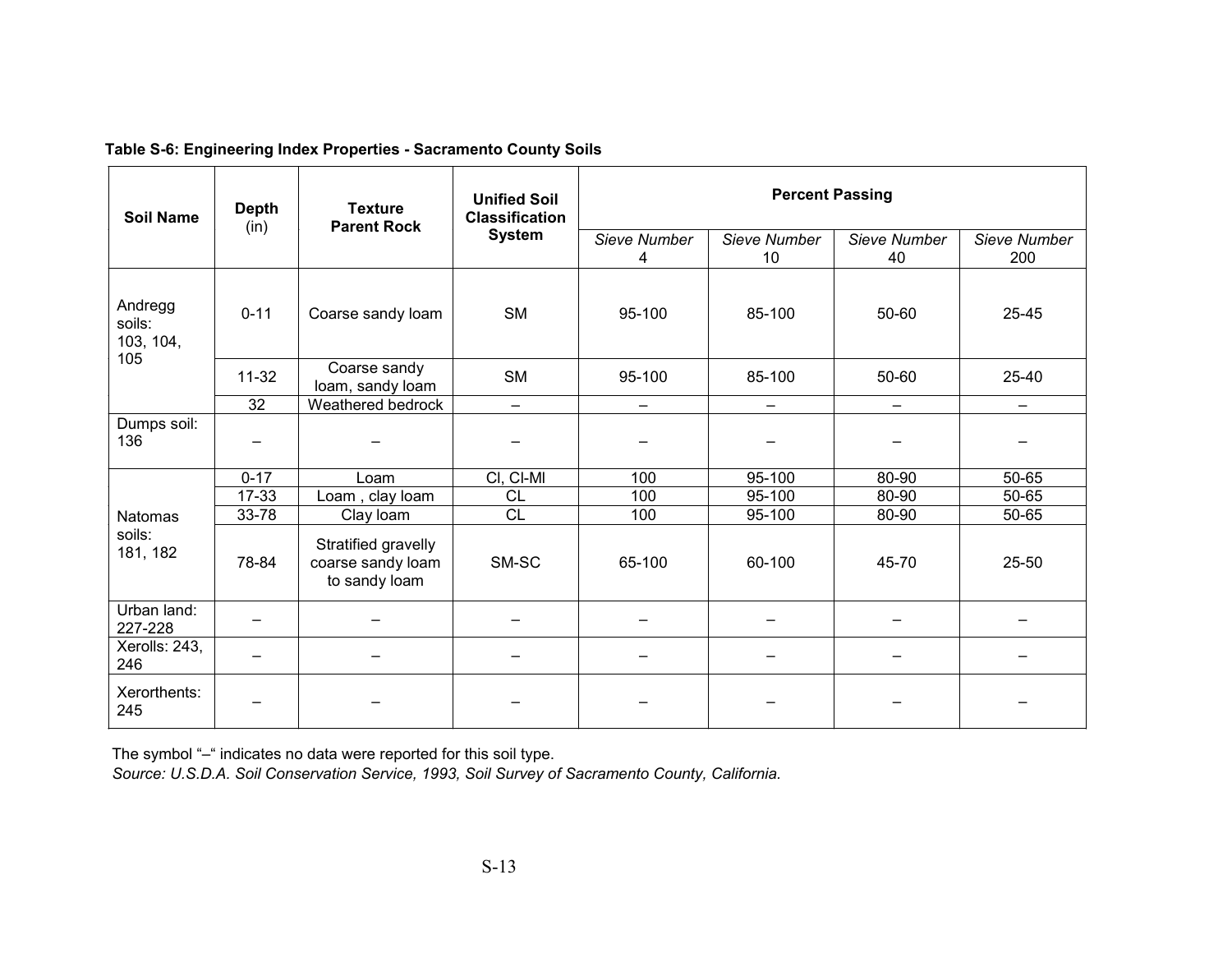**Table S-6: Engineering Index Properties - Sacramento County Soils**

| Soil Name | Depth (in) | Texture Parent Rock | Unified Soil Classification System | Percent Passing | | | |
|---|---|---|---|---|---|---|---|
| | | | | *Sieve Number* 4 | *Sieve Number* 10 | *Sieve Number* 40 | *Sieve Number* 200 |
| Andregg soils: 103, 104, 105 | 0-11 | Coarse sandy loam | SM | 95-100 | 85-100 | 50-60 | 25-45 |
| | 11-32 | Coarse sandy loam, sandy loam | SM | 95-100 | 85-100 | 50-60 | 25-40 |
| | 32 | Weathered bedrock | – | – | – | – | – |
| Dumps soil: 136 | – | – | – | – | – | – | – |
| Natomas soils: 181, 182 | 0-17 | Loam | Cl, Cl-Ml | 100 | 95-100 | 80-90 | 50-65 |
| | 17-33 | Loam , clay loam | CL | 100 | 95-100 | 80-90 | 50-65 |
| | 33-78 | Clay loam | CL | 100 | 95-100 | 80-90 | 50-65 |
| | 78-84 | Stratified gravelly coarse sandy loam to sandy loam | SM-SC | 65-100 | 60-100 | 45-70 | 25-50 |
| Urban land: 227-228 | – | – | – | – | – | – | – |
| Xerolls: 243, 246 | – | – | – | – | – | – | – |
| Xerorthents: 245 | – | – | – | – | – | – | – |

The symbol "–" indicates no data were reported for this soil type.

*Source: U.S.D.A. Soil Conservation Service, 1993, Soil Survey of Sacramento County, California.*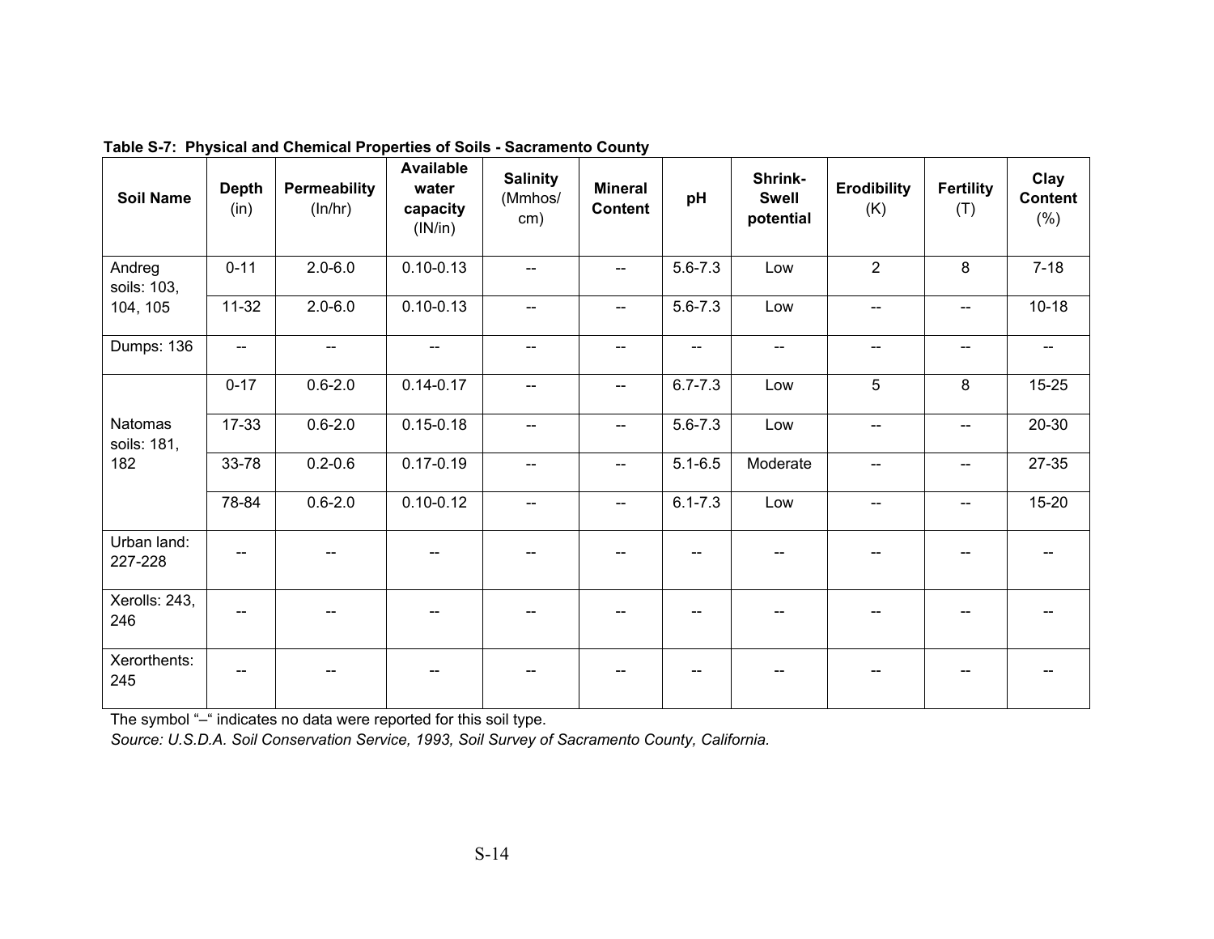**Table S-7: Physical and Chemical Properties of Soils - Sacramento County**

| Soil Name | Depth (in) | Permeability (In/hr) | Available water capacity (IN/in) | Salinity (Mmhos/ cm) | Mineral Content | pH | Shrink-Swell potential | Erodibility (K) | Fertility (T) | Clay Content (%) |
|---|---|---|---|---|---|---|---|---|---|---|
| Andreg soils: 103, 104, 105 | 0-11 | 2.0-6.0 | 0.10-0.13 | -- | -- | 5.6-7.3 | Low | 2 | 8 | 7-18 |
| | 11-32 | 2.0-6.0 | 0.10-0.13 | -- | -- | 5.6-7.3 | Low | -- | -- | 10-18 |
| Dumps: 136 | -- | -- | -- | -- | -- | -- | -- | -- | -- | -- |
| Natomas soils: 181, 182 | 0-17 | 0.6-2.0 | 0.14-0.17 | -- | -- | 6.7-7.3 | Low | 5 | 8 | 15-25 |
| | 17-33 | 0.6-2.0 | 0.15-0.18 | -- | -- | 5.6-7.3 | Low | -- | -- | 20-30 |
| | 33-78 | 0.2-0.6 | 0.17-0.19 | -- | -- | 5.1-6.5 | Moderate | -- | -- | 27-35 |
| | 78-84 | 0.6-2.0 | 0.10-0.12 | -- | -- | 6.1-7.3 | Low | -- | -- | 15-20 |
| Urban land: 227-228 | -- | -- | -- | -- | -- | -- | -- | -- | -- | -- |
| Xerolls: 243, 246 | -- | -- | -- | -- | -- | -- | -- | -- | -- | -- |
| Xerorthents: 245 | -- | -- | -- | -- | -- | -- | -- | -- | -- | -- |

The symbol "–" indicates no data were reported for this soil type.

*Source: U.S.D.A. Soil Conservation Service, 1993, Soil Survey of Sacramento County, California.*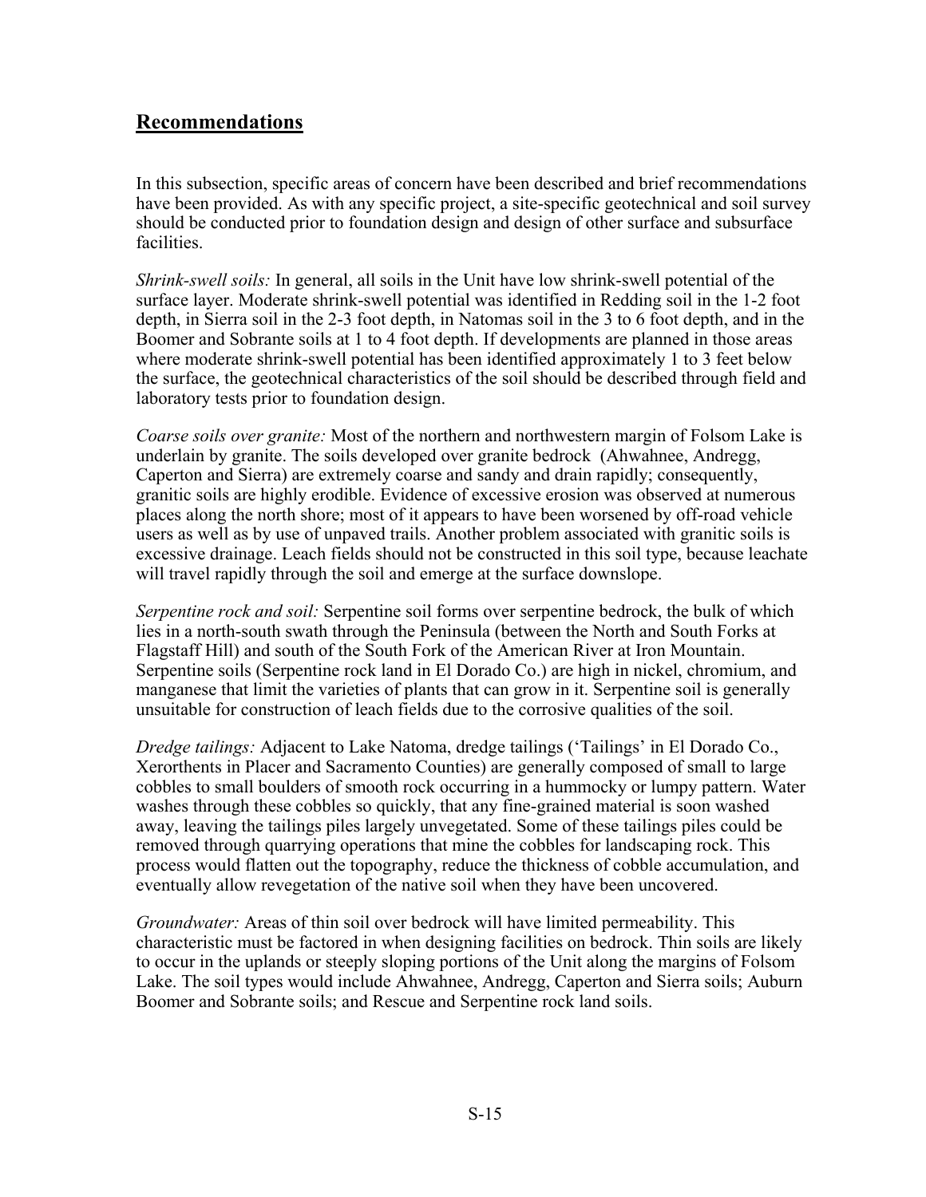## Recommendations

In this subsection, specific areas of concern have been described and brief recommendations have been provided. As with any specific project, a site-specific geotechnical and soil survey should be conducted prior to foundation design and design of other surface and subsurface facilities.

*Shrink-swell soils:* In general, all soils in the Unit have low shrink-swell potential of the surface layer. Moderate shrink-swell potential was identified in Redding soil in the 1-2 foot depth, in Sierra soil in the 2-3 foot depth, in Natomas soil in the 3 to 6 foot depth, and in the Boomer and Sobrante soils at 1 to 4 foot depth. If developments are planned in those areas where moderate shrink-swell potential has been identified approximately 1 to 3 feet below the surface, the geotechnical characteristics of the soil should be described through field and laboratory tests prior to foundation design.

*Coarse soils over granite:* Most of the northern and northwestern margin of Folsom Lake is underlain by granite. The soils developed over granite bedrock (Ahwahnee, Andregg, Caperton and Sierra) are extremely coarse and sandy and drain rapidly; consequently, granitic soils are highly erodible. Evidence of excessive erosion was observed at numerous places along the north shore; most of it appears to have been worsened by off-road vehicle users as well as by use of unpaved trails. Another problem associated with granitic soils is excessive drainage. Leach fields should not be constructed in this soil type, because leachate will travel rapidly through the soil and emerge at the surface downslope.

*Serpentine rock and soil:* Serpentine soil forms over serpentine bedrock, the bulk of which lies in a north-south swath through the Peninsula (between the North and South Forks at Flagstaff Hill) and south of the South Fork of the American River at Iron Mountain. Serpentine soils (Serpentine rock land in El Dorado Co.) are high in nickel, chromium, and manganese that limit the varieties of plants that can grow in it. Serpentine soil is generally unsuitable for construction of leach fields due to the corrosive qualities of the soil.

*Dredge tailings:* Adjacent to Lake Natoma, dredge tailings ('Tailings' in El Dorado Co., Xerorthents in Placer and Sacramento Counties) are generally composed of small to large cobbles to small boulders of smooth rock occurring in a hummocky or lumpy pattern. Water washes through these cobbles so quickly, that any fine-grained material is soon washed away, leaving the tailings piles largely unvegetated. Some of these tailings piles could be removed through quarrying operations that mine the cobbles for landscaping rock. This process would flatten out the topography, reduce the thickness of cobble accumulation, and eventually allow revegetation of the native soil when they have been uncovered.

*Groundwater:* Areas of thin soil over bedrock will have limited permeability. This characteristic must be factored in when designing facilities on bedrock. Thin soils are likely to occur in the uplands or steeply sloping portions of the Unit along the margins of Folsom Lake. The soil types would include Ahwahnee, Andregg, Caperton and Sierra soils; Auburn Boomer and Sobrante soils; and Rescue and Serpentine rock land soils.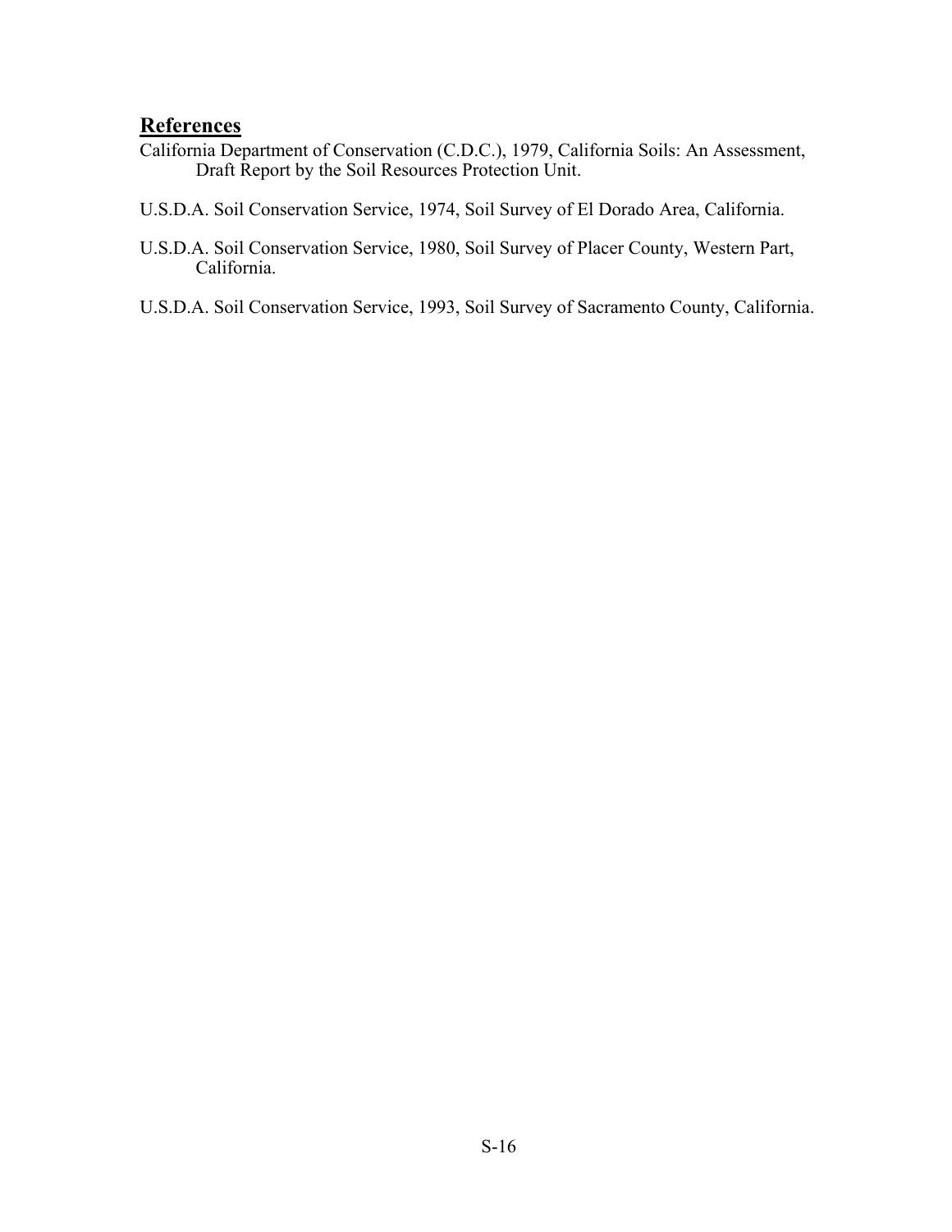## References

California Department of Conservation (C.D.C.), 1979, California Soils: An Assessment, Draft Report by the Soil Resources Protection Unit.

U.S.D.A. Soil Conservation Service, 1974, Soil Survey of El Dorado Area, California.

U.S.D.A. Soil Conservation Service, 1980, Soil Survey of Placer County, Western Part, California.

U.S.D.A. Soil Conservation Service, 1993, Soil Survey of Sacramento County, California.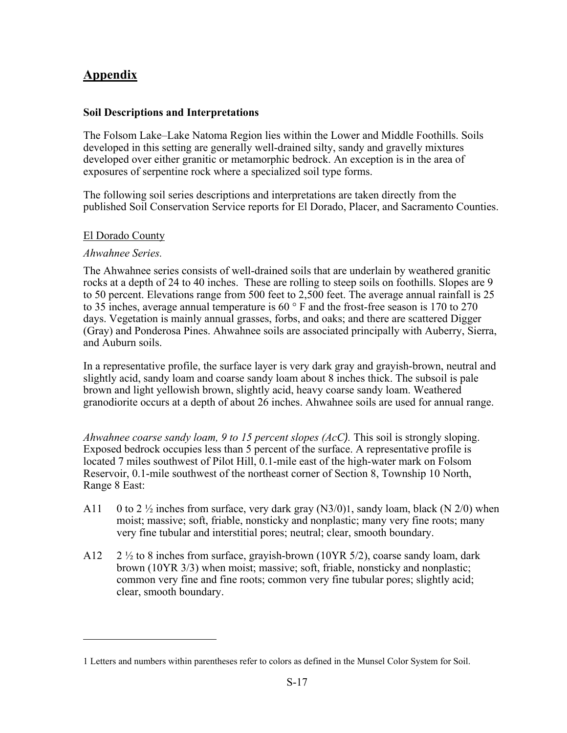## Appendix

### Soil Descriptions and Interpretations

The Folsom Lake–Lake Natoma Region lies within the Lower and Middle Foothills. Soils developed in this setting are generally well-drained silty, sandy and gravelly mixtures developed over either granitic or metamorphic bedrock. An exception is in the area of exposures of serpentine rock where a specialized soil type forms.

The following soil series descriptions and interpretations are taken directly from the published Soil Conservation Service reports for El Dorado, Placer, and Sacramento Counties.

El Dorado County

*Ahwahnee Series.*

The Ahwahnee series consists of well-drained soils that are underlain by weathered granitic rocks at a depth of 24 to 40 inches. These are rolling to steep soils on foothills. Slopes are 9 to 50 percent. Elevations range from 500 feet to 2,500 feet. The average annual rainfall is 25 to 35 inches, average annual temperature is 60 ° F and the frost-free season is 170 to 270 days. Vegetation is mainly annual grasses, forbs, and oaks; and there are scattered Digger (Gray) and Ponderosa Pines. Ahwahnee soils are associated principally with Auberry, Sierra, and Auburn soils.

In a representative profile, the surface layer is very dark gray and grayish-brown, neutral and slightly acid, sandy loam and coarse sandy loam about 8 inches thick. The subsoil is pale brown and light yellowish brown, slightly acid, heavy coarse sandy loam. Weathered granodiorite occurs at a depth of about 26 inches. Ahwahnee soils are used for annual range.

*Ahwahnee coarse sandy loam, 9 to 15 percent slopes (AcC).* This soil is strongly sloping. Exposed bedrock occupies less than 5 percent of the surface. A representative profile is located 7 miles southwest of Pilot Hill, 0.1-mile east of the high-water mark on Folsom Reservoir, 0.1-mile southwest of the northeast corner of Section 8, Township 10 North, Range 8 East:

A11 0 to 2 ½ inches from surface, very dark gray (N3/0)[1], sandy loam, black (N 2/0) when moist; massive; soft, friable, nonsticky and nonplastic; many very fine roots; many very fine tubular and interstitial pores; neutral; clear, smooth boundary.

A12 2 ½ to 8 inches from surface, grayish-brown (10YR 5/2), coarse sandy loam, dark brown (10YR 3/3) when moist; massive; soft, friable, nonsticky and nonplastic; common very fine and fine roots; common very fine tubular pores; slightly acid; clear, smooth boundary.

---

1 Letters and numbers within parentheses refer to colors as defined in the Munsel Color System for Soil.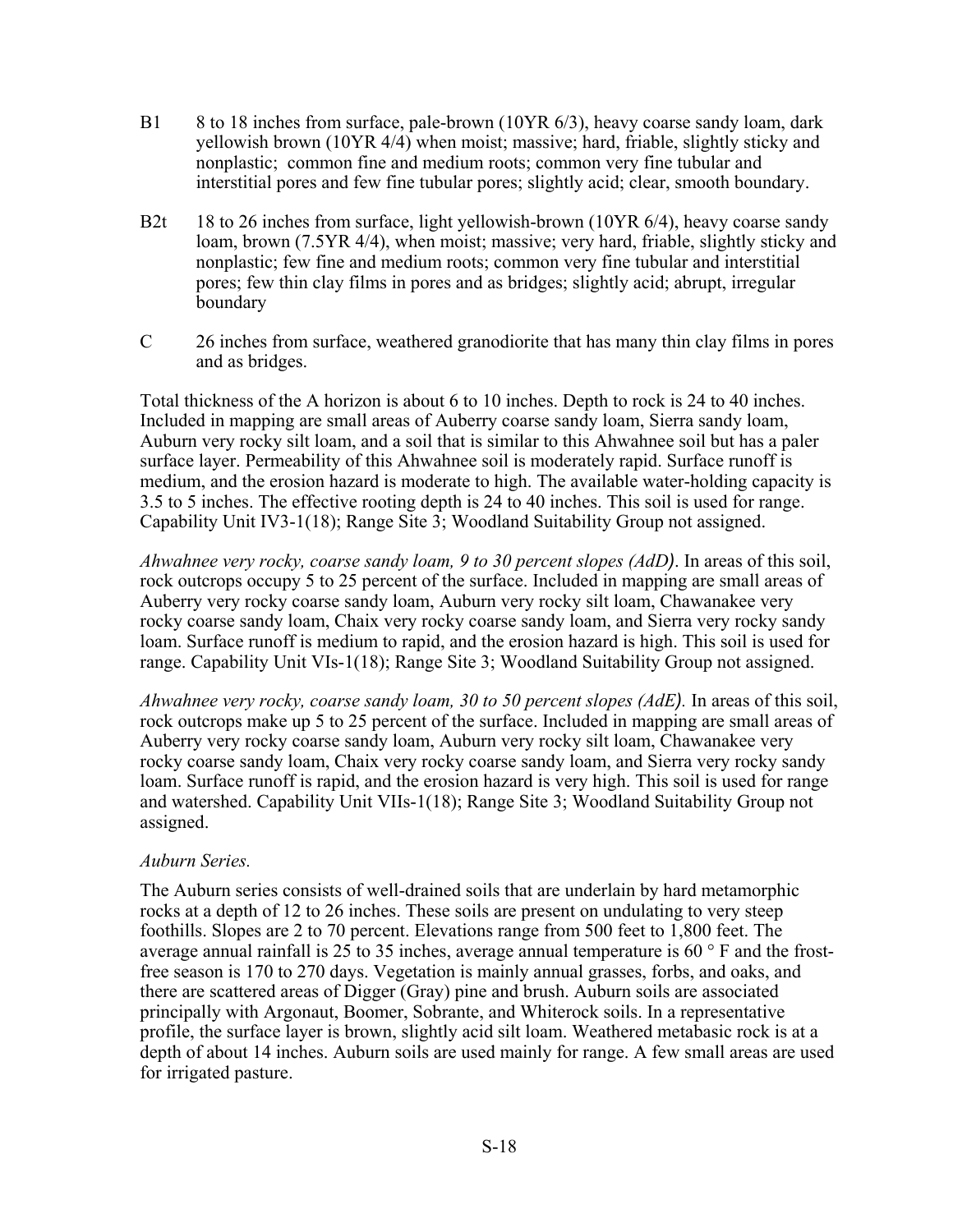B1 8 to 18 inches from surface, pale-brown (10YR 6/3), heavy coarse sandy loam, dark yellowish brown (10YR 4/4) when moist; massive; hard, friable, slightly sticky and nonplastic; common fine and medium roots; common very fine tubular and interstitial pores and few fine tubular pores; slightly acid; clear, smooth boundary.

B2t 18 to 26 inches from surface, light yellowish-brown (10YR 6/4), heavy coarse sandy loam, brown (7.5YR 4/4), when moist; massive; very hard, friable, slightly sticky and nonplastic; few fine and medium roots; common very fine tubular and interstitial pores; few thin clay films in pores and as bridges; slightly acid; abrupt, irregular boundary

C 26 inches from surface, weathered granodiorite that has many thin clay films in pores and as bridges.

Total thickness of the A horizon is about 6 to 10 inches. Depth to rock is 24 to 40 inches. Included in mapping are small areas of Auberry coarse sandy loam, Sierra sandy loam, Auburn very rocky silt loam, and a soil that is similar to this Ahwahnee soil but has a paler surface layer. Permeability of this Ahwahnee soil is moderately rapid. Surface runoff is medium, and the erosion hazard is moderate to high. The available water-holding capacity is 3.5 to 5 inches. The effective rooting depth is 24 to 40 inches. This soil is used for range. Capability Unit IV3-1(18); Range Site 3; Woodland Suitability Group not assigned.

*Ahwahnee very rocky, coarse sandy loam, 9 to 30 percent slopes (AdD)*. In areas of this soil, rock outcrops occupy 5 to 25 percent of the surface. Included in mapping are small areas of Auberry very rocky coarse sandy loam, Auburn very rocky silt loam, Chawanakee very rocky coarse sandy loam, Chaix very rocky coarse sandy loam, and Sierra very rocky sandy loam. Surface runoff is medium to rapid, and the erosion hazard is high. This soil is used for range. Capability Unit VIs-1(18); Range Site 3; Woodland Suitability Group not assigned.

*Ahwahnee very rocky, coarse sandy loam, 30 to 50 percent slopes (AdE).* In areas of this soil, rock outcrops make up 5 to 25 percent of the surface. Included in mapping are small areas of Auberry very rocky coarse sandy loam, Auburn very rocky silt loam, Chawanakee very rocky coarse sandy loam, Chaix very rocky coarse sandy loam, and Sierra very rocky sandy loam. Surface runoff is rapid, and the erosion hazard is very high. This soil is used for range and watershed. Capability Unit VIIs-1(18); Range Site 3; Woodland Suitability Group not assigned.

*Auburn Series.*

The Auburn series consists of well-drained soils that are underlain by hard metamorphic rocks at a depth of 12 to 26 inches. These soils are present on undulating to very steep foothills. Slopes are 2 to 70 percent. Elevations range from 500 feet to 1,800 feet. The average annual rainfall is 25 to 35 inches, average annual temperature is 60 ° F and the frost-free season is 170 to 270 days. Vegetation is mainly annual grasses, forbs, and oaks, and there are scattered areas of Digger (Gray) pine and brush. Auburn soils are associated principally with Argonaut, Boomer, Sobrante, and Whiterock soils. In a representative profile, the surface layer is brown, slightly acid silt loam. Weathered metabasic rock is at a depth of about 14 inches. Auburn soils are used mainly for range. A few small areas are used for irrigated pasture.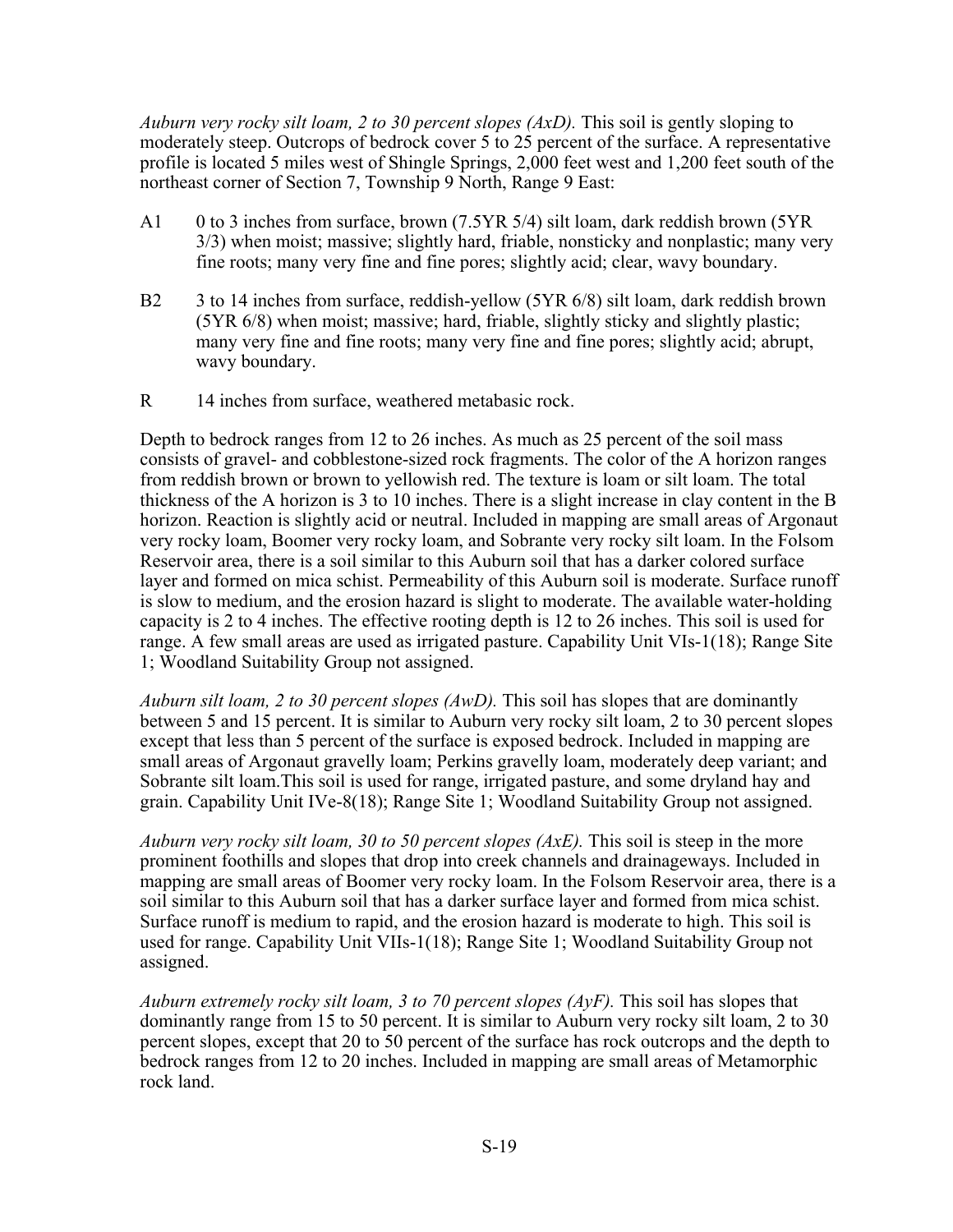*Auburn very rocky silt loam, 2 to 30 percent slopes (AxD).* This soil is gently sloping to moderately steep. Outcrops of bedrock cover 5 to 25 percent of the surface. A representative profile is located 5 miles west of Shingle Springs, 2,000 feet west and 1,200 feet south of the northeast corner of Section 7, Township 9 North, Range 9 East:

A1 0 to 3 inches from surface, brown (7.5YR 5/4) silt loam, dark reddish brown (5YR 3/3) when moist; massive; slightly hard, friable, nonsticky and nonplastic; many very fine roots; many very fine and fine pores; slightly acid; clear, wavy boundary.

B2 3 to 14 inches from surface, reddish-yellow (5YR 6/8) silt loam, dark reddish brown (5YR 6/8) when moist; massive; hard, friable, slightly sticky and slightly plastic; many very fine and fine roots; many very fine and fine pores; slightly acid; abrupt, wavy boundary.

R 14 inches from surface, weathered metabasic rock.

Depth to bedrock ranges from 12 to 26 inches. As much as 25 percent of the soil mass consists of gravel- and cobblestone-sized rock fragments. The color of the A horizon ranges from reddish brown or brown to yellowish red. The texture is loam or silt loam. The total thickness of the A horizon is 3 to 10 inches. There is a slight increase in clay content in the B horizon. Reaction is slightly acid or neutral. Included in mapping are small areas of Argonaut very rocky loam, Boomer very rocky loam, and Sobrante very rocky silt loam. In the Folsom Reservoir area, there is a soil similar to this Auburn soil that has a darker colored surface layer and formed on mica schist. Permeability of this Auburn soil is moderate. Surface runoff is slow to medium, and the erosion hazard is slight to moderate. The available water-holding capacity is 2 to 4 inches. The effective rooting depth is 12 to 26 inches. This soil is used for range. A few small areas are used as irrigated pasture. Capability Unit VIs-1(18); Range Site 1; Woodland Suitability Group not assigned.

*Auburn silt loam, 2 to 30 percent slopes (AwD).* This soil has slopes that are dominantly between 5 and 15 percent. It is similar to Auburn very rocky silt loam, 2 to 30 percent slopes except that less than 5 percent of the surface is exposed bedrock. Included in mapping are small areas of Argonaut gravelly loam; Perkins gravelly loam, moderately deep variant; and Sobrante silt loam.This soil is used for range, irrigated pasture, and some dryland hay and grain. Capability Unit IVe-8(18); Range Site 1; Woodland Suitability Group not assigned.

*Auburn very rocky silt loam, 30 to 50 percent slopes (AxE).* This soil is steep in the more prominent foothills and slopes that drop into creek channels and drainageways. Included in mapping are small areas of Boomer very rocky loam. In the Folsom Reservoir area, there is a soil similar to this Auburn soil that has a darker surface layer and formed from mica schist. Surface runoff is medium to rapid, and the erosion hazard is moderate to high. This soil is used for range. Capability Unit VIIs-1(18); Range Site 1; Woodland Suitability Group not assigned.

*Auburn extremely rocky silt loam, 3 to 70 percent slopes (AyF).* This soil has slopes that dominantly range from 15 to 50 percent. It is similar to Auburn very rocky silt loam, 2 to 30 percent slopes, except that 20 to 50 percent of the surface has rock outcrops and the depth to bedrock ranges from 12 to 20 inches. Included in mapping are small areas of Metamorphic rock land.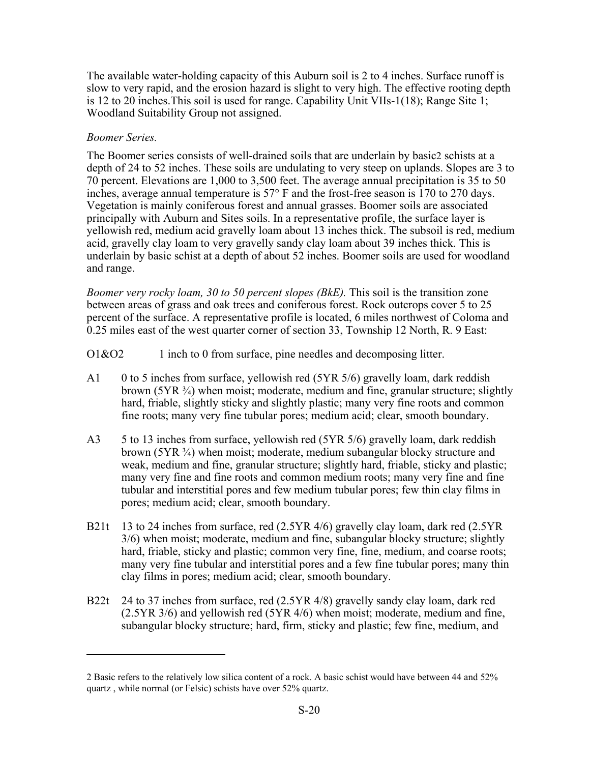The available water-holding capacity of this Auburn soil is 2 to 4 inches. Surface runoff is slow to very rapid, and the erosion hazard is slight to very high. The effective rooting depth is 12 to 20 inches.This soil is used for range. Capability Unit VIIs-1(18); Range Site 1; Woodland Suitability Group not assigned.

*Boomer Series.*

The Boomer series consists of well-drained soils that are underlain by basic[2] schists at a depth of 24 to 52 inches. These soils are undulating to very steep on uplands. Slopes are 3 to 70 percent. Elevations are 1,000 to 3,500 feet. The average annual precipitation is 35 to 50 inches, average annual temperature is 57° F and the frost-free season is 170 to 270 days. Vegetation is mainly coniferous forest and annual grasses. Boomer soils are associated principally with Auburn and Sites soils. In a representative profile, the surface layer is yellowish red, medium acid gravelly loam about 13 inches thick. The subsoil is red, medium acid, gravelly clay loam to very gravelly sandy clay loam about 39 inches thick. This is underlain by basic schist at a depth of about 52 inches. Boomer soils are used for woodland and range.

*Boomer very rocky loam, 30 to 50 percent slopes (BkE).* This soil is the transition zone between areas of grass and oak trees and coniferous forest. Rock outcrops cover 5 to 25 percent of the surface. A representative profile is located, 6 miles northwest of Coloma and 0.25 miles east of the west quarter corner of section 33, Township 12 North, R. 9 East:

O1&O2 1 inch to 0 from surface, pine needles and decomposing litter.

A1 0 to 5 inches from surface, yellowish red (5YR 5/6) gravelly loam, dark reddish brown (5YR ¾) when moist; moderate, medium and fine, granular structure; slightly hard, friable, slightly sticky and slightly plastic; many very fine roots and common fine roots; many very fine tubular pores; medium acid; clear, smooth boundary.

A3 5 to 13 inches from surface, yellowish red (5YR 5/6) gravelly loam, dark reddish brown (5YR ¾) when moist; moderate, medium subangular blocky structure and weak, medium and fine, granular structure; slightly hard, friable, sticky and plastic; many very fine and fine roots and common medium roots; many very fine and fine tubular and interstitial pores and few medium tubular pores; few thin clay films in pores; medium acid; clear, smooth boundary.

B21t 13 to 24 inches from surface, red (2.5YR 4/6) gravelly clay loam, dark red (2.5YR 3/6) when moist; moderate, medium and fine, subangular blocky structure; slightly hard, friable, sticky and plastic; common very fine, fine, medium, and coarse roots; many very fine tubular and interstitial pores and a few fine tubular pores; many thin clay films in pores; medium acid; clear, smooth boundary.

B22t 24 to 37 inches from surface, red (2.5YR 4/8) gravelly sandy clay loam, dark red (2.5YR 3/6) and yellowish red (5YR 4/6) when moist; moderate, medium and fine, subangular blocky structure; hard, firm, sticky and plastic; few fine, medium, and

---

2 Basic refers to the relatively low silica content of a rock. A basic schist would have between 44 and 52% quartz , while normal (or Felsic) schists have over 52% quartz.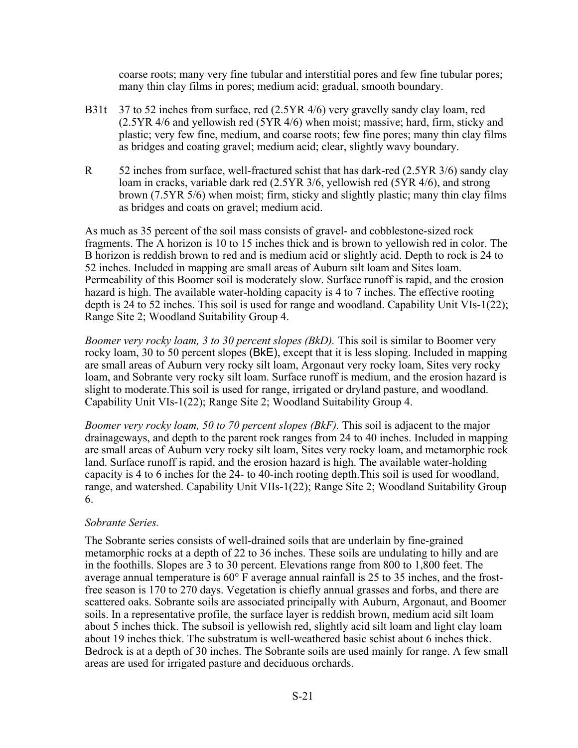coarse roots; many very fine tubular and interstitial pores and few fine tubular pores; many thin clay films in pores; medium acid; gradual, smooth boundary.

B31t 37 to 52 inches from surface, red (2.5YR 4/6) very gravelly sandy clay loam, red (2.5YR 4/6 and yellowish red (5YR 4/6) when moist; massive; hard, firm, sticky and plastic; very few fine, medium, and coarse roots; few fine pores; many thin clay films as bridges and coating gravel; medium acid; clear, slightly wavy boundary.

R 52 inches from surface, well-fractured schist that has dark-red (2.5YR 3/6) sandy clay loam in cracks, variable dark red (2.5YR 3/6, yellowish red (5YR 4/6), and strong brown (7.5YR 5/6) when moist; firm, sticky and slightly plastic; many thin clay films as bridges and coats on gravel; medium acid.

As much as 35 percent of the soil mass consists of gravel- and cobblestone-sized rock fragments. The A horizon is 10 to 15 inches thick and is brown to yellowish red in color. The B horizon is reddish brown to red and is medium acid or slightly acid. Depth to rock is 24 to 52 inches. Included in mapping are small areas of Auburn silt loam and Sites loam. Permeability of this Boomer soil is moderately slow. Surface runoff is rapid, and the erosion hazard is high. The available water-holding capacity is 4 to 7 inches. The effective rooting depth is 24 to 52 inches. This soil is used for range and woodland. Capability Unit VIs-1(22); Range Site 2; Woodland Suitability Group 4.

*Boomer very rocky loam, 3 to 30 percent slopes (BkD).* This soil is similar to Boomer very rocky loam, 30 to 50 percent slopes (BkE), except that it is less sloping. Included in mapping are small areas of Auburn very rocky silt loam, Argonaut very rocky loam, Sites very rocky loam, and Sobrante very rocky silt loam. Surface runoff is medium, and the erosion hazard is slight to moderate.This soil is used for range, irrigated or dryland pasture, and woodland. Capability Unit VIs-1(22); Range Site 2; Woodland Suitability Group 4.

*Boomer very rocky loam, 50 to 70 percent slopes (BkF).* This soil is adjacent to the major drainageways, and depth to the parent rock ranges from 24 to 40 inches. Included in mapping are small areas of Auburn very rocky silt loam, Sites very rocky loam, and metamorphic rock land. Surface runoff is rapid, and the erosion hazard is high. The available water-holding capacity is 4 to 6 inches for the 24- to 40-inch rooting depth.This soil is used for woodland, range, and watershed. Capability Unit VIIs-1(22); Range Site 2; Woodland Suitability Group 6.

*Sobrante Series.*

The Sobrante series consists of well-drained soils that are underlain by fine-grained metamorphic rocks at a depth of 22 to 36 inches. These soils are undulating to hilly and are in the foothills. Slopes are 3 to 30 percent. Elevations range from 800 to 1,800 feet. The average annual temperature is 60° F average annual rainfall is 25 to 35 inches, and the frost-free season is 170 to 270 days. Vegetation is chiefly annual grasses and forbs, and there are scattered oaks. Sobrante soils are associated principally with Auburn, Argonaut, and Boomer soils. In a representative profile, the surface layer is reddish brown, medium acid silt loam about 5 inches thick. The subsoil is yellowish red, slightly acid silt loam and light clay loam about 19 inches thick. The substratum is well-weathered basic schist about 6 inches thick. Bedrock is at a depth of 30 inches. The Sobrante soils are used mainly for range. A few small areas are used for irrigated pasture and deciduous orchards.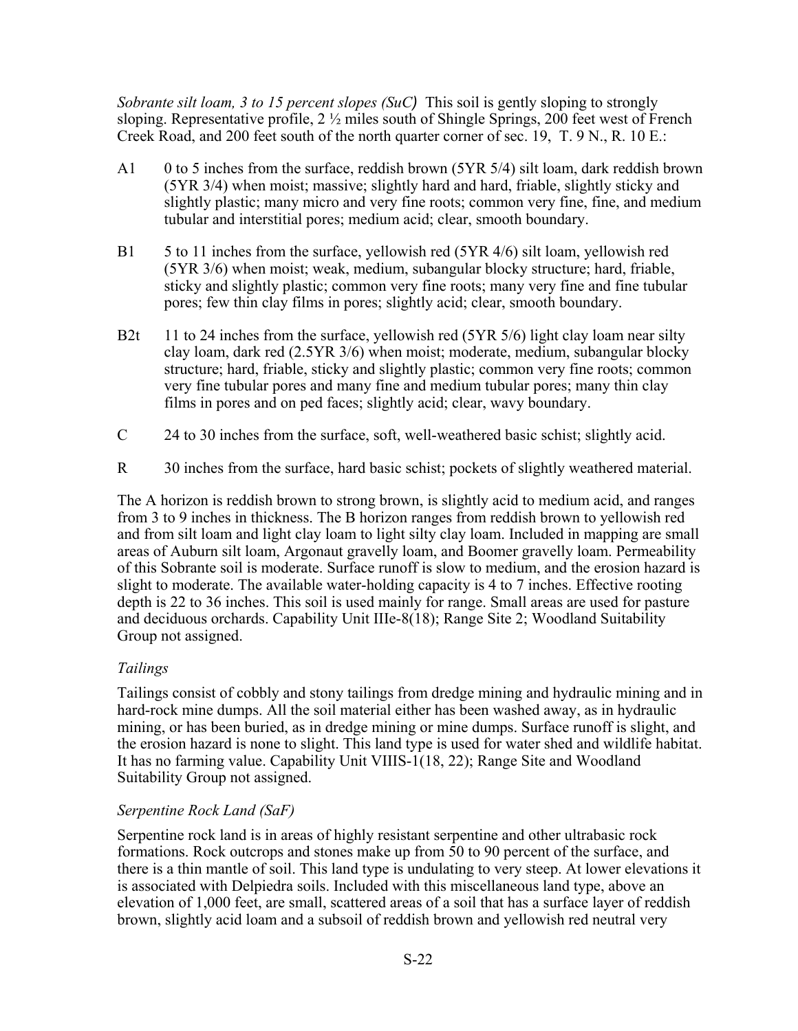*Sobrante silt loam, 3 to 15 percent slopes (SuC)* This soil is gently sloping to strongly sloping. Representative profile, 2 ½ miles south of Shingle Springs, 200 feet west of French Creek Road, and 200 feet south of the north quarter corner of sec. 19, T. 9 N., R. 10 E.:

A1 0 to 5 inches from the surface, reddish brown (5YR 5/4) silt loam, dark reddish brown (5YR 3/4) when moist; massive; slightly hard and hard, friable, slightly sticky and slightly plastic; many micro and very fine roots; common very fine, fine, and medium tubular and interstitial pores; medium acid; clear, smooth boundary.

B1 5 to 11 inches from the surface, yellowish red (5YR 4/6) silt loam, yellowish red (5YR 3/6) when moist; weak, medium, subangular blocky structure; hard, friable, sticky and slightly plastic; common very fine roots; many very fine and fine tubular pores; few thin clay films in pores; slightly acid; clear, smooth boundary.

B2t 11 to 24 inches from the surface, yellowish red (5YR 5/6) light clay loam near silty clay loam, dark red (2.5YR 3/6) when moist; moderate, medium, subangular blocky structure; hard, friable, sticky and slightly plastic; common very fine roots; common very fine tubular pores and many fine and medium tubular pores; many thin clay films in pores and on ped faces; slightly acid; clear, wavy boundary.

C 24 to 30 inches from the surface, soft, well-weathered basic schist; slightly acid.

R 30 inches from the surface, hard basic schist; pockets of slightly weathered material.

The A horizon is reddish brown to strong brown, is slightly acid to medium acid, and ranges from 3 to 9 inches in thickness. The B horizon ranges from reddish brown to yellowish red and from silt loam and light clay loam to light silty clay loam. Included in mapping are small areas of Auburn silt loam, Argonaut gravelly loam, and Boomer gravelly loam. Permeability of this Sobrante soil is moderate. Surface runoff is slow to medium, and the erosion hazard is slight to moderate. The available water-holding capacity is 4 to 7 inches. Effective rooting depth is 22 to 36 inches. This soil is used mainly for range. Small areas are used for pasture and deciduous orchards. Capability Unit IIIe-8(18); Range Site 2; Woodland Suitability Group not assigned.

*Tailings*

Tailings consist of cobbly and stony tailings from dredge mining and hydraulic mining and in hard-rock mine dumps. All the soil material either has been washed away, as in hydraulic mining, or has been buried, as in dredge mining or mine dumps. Surface runoff is slight, and the erosion hazard is none to slight. This land type is used for water shed and wildlife habitat. It has no farming value. Capability Unit VIIIS-1(18, 22); Range Site and Woodland Suitability Group not assigned.

*Serpentine Rock Land (SaF)*

Serpentine rock land is in areas of highly resistant serpentine and other ultrabasic rock formations. Rock outcrops and stones make up from 50 to 90 percent of the surface, and there is a thin mantle of soil. This land type is undulating to very steep. At lower elevations it is associated with Delpiedra soils. Included with this miscellaneous land type, above an elevation of 1,000 feet, are small, scattered areas of a soil that has a surface layer of reddish brown, slightly acid loam and a subsoil of reddish brown and yellowish red neutral very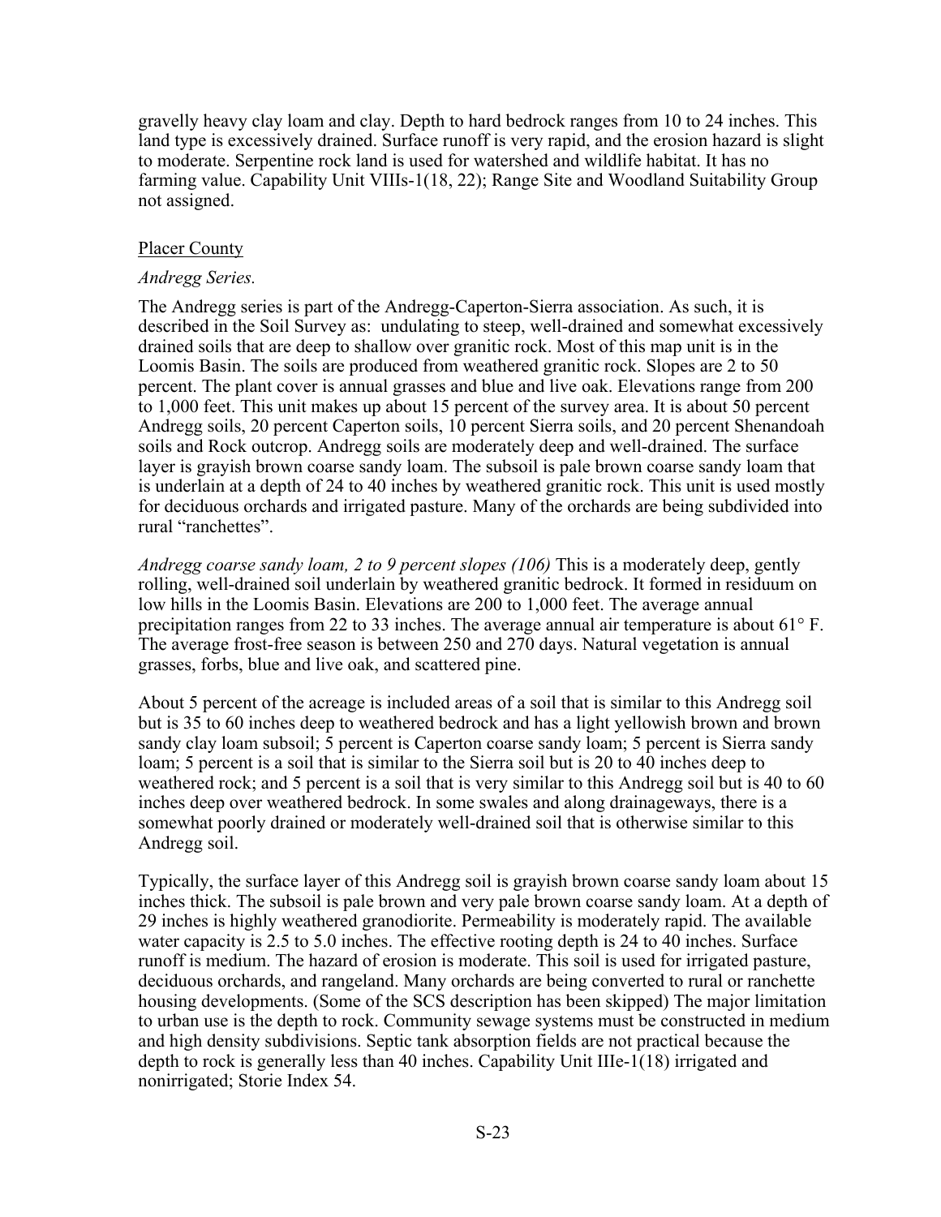gravelly heavy clay loam and clay. Depth to hard bedrock ranges from 10 to 24 inches. This land type is excessively drained. Surface runoff is very rapid, and the erosion hazard is slight to moderate. Serpentine rock land is used for watershed and wildlife habitat. It has no farming value. Capability Unit VIIIs-1(18, 22); Range Site and Woodland Suitability Group not assigned.

Placer County

*Andregg Series.*

The Andregg series is part of the Andregg-Caperton-Sierra association. As such, it is described in the Soil Survey as: undulating to steep, well-drained and somewhat excessively drained soils that are deep to shallow over granitic rock. Most of this map unit is in the Loomis Basin. The soils are produced from weathered granitic rock. Slopes are 2 to 50 percent. The plant cover is annual grasses and blue and live oak. Elevations range from 200 to 1,000 feet. This unit makes up about 15 percent of the survey area. It is about 50 percent Andregg soils, 20 percent Caperton soils, 10 percent Sierra soils, and 20 percent Shenandoah soils and Rock outcrop. Andregg soils are moderately deep and well-drained. The surface layer is grayish brown coarse sandy loam. The subsoil is pale brown coarse sandy loam that is underlain at a depth of 24 to 40 inches by weathered granitic rock. This unit is used mostly for deciduous orchards and irrigated pasture. Many of the orchards are being subdivided into rural "ranchettes".

*Andregg coarse sandy loam, 2 to 9 percent slopes (106)* This is a moderately deep, gently rolling, well-drained soil underlain by weathered granitic bedrock. It formed in residuum on low hills in the Loomis Basin. Elevations are 200 to 1,000 feet. The average annual precipitation ranges from 22 to 33 inches. The average annual air temperature is about 61° F. The average frost-free season is between 250 and 270 days. Natural vegetation is annual grasses, forbs, blue and live oak, and scattered pine.

About 5 percent of the acreage is included areas of a soil that is similar to this Andregg soil but is 35 to 60 inches deep to weathered bedrock and has a light yellowish brown and brown sandy clay loam subsoil; 5 percent is Caperton coarse sandy loam; 5 percent is Sierra sandy loam; 5 percent is a soil that is similar to the Sierra soil but is 20 to 40 inches deep to weathered rock; and 5 percent is a soil that is very similar to this Andregg soil but is 40 to 60 inches deep over weathered bedrock. In some swales and along drainageways, there is a somewhat poorly drained or moderately well-drained soil that is otherwise similar to this Andregg soil.

Typically, the surface layer of this Andregg soil is grayish brown coarse sandy loam about 15 inches thick. The subsoil is pale brown and very pale brown coarse sandy loam. At a depth of 29 inches is highly weathered granodiorite. Permeability is moderately rapid. The available water capacity is 2.5 to 5.0 inches. The effective rooting depth is 24 to 40 inches. Surface runoff is medium. The hazard of erosion is moderate. This soil is used for irrigated pasture, deciduous orchards, and rangeland. Many orchards are being converted to rural or ranchette housing developments. (Some of the SCS description has been skipped) The major limitation to urban use is the depth to rock. Community sewage systems must be constructed in medium and high density subdivisions. Septic tank absorption fields are not practical because the depth to rock is generally less than 40 inches. Capability Unit IIIe-1(18) irrigated and nonirrigated; Storie Index 54.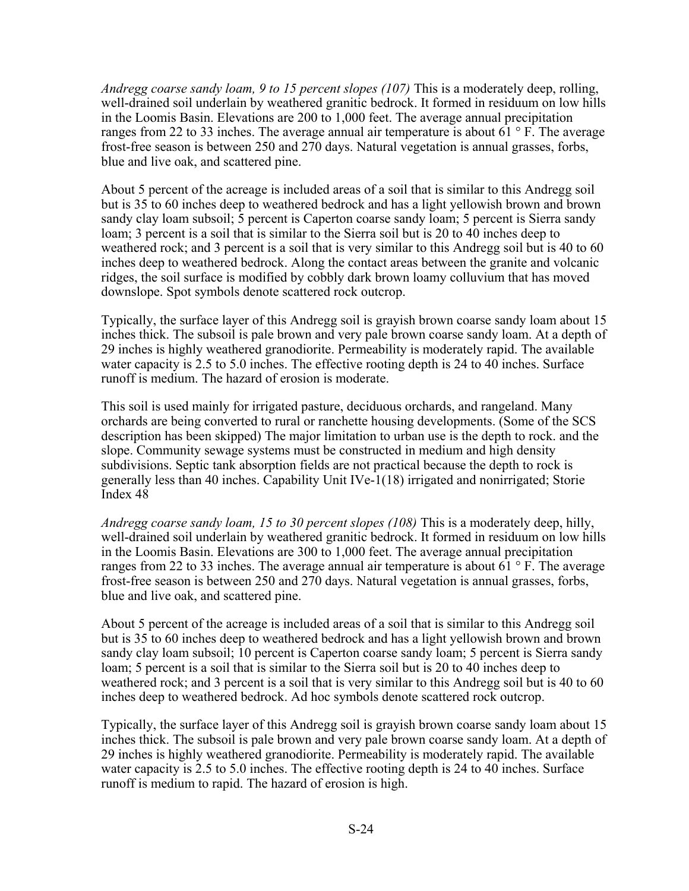*Andregg coarse sandy loam, 9 to 15 percent slopes (107)* This is a moderately deep, rolling, well-drained soil underlain by weathered granitic bedrock. It formed in residuum on low hills in the Loomis Basin. Elevations are 200 to 1,000 feet. The average annual precipitation ranges from 22 to 33 inches. The average annual air temperature is about 61 ° F. The average frost-free season is between 250 and 270 days. Natural vegetation is annual grasses, forbs, blue and live oak, and scattered pine.

About 5 percent of the acreage is included areas of a soil that is similar to this Andregg soil but is 35 to 60 inches deep to weathered bedrock and has a light yellowish brown and brown sandy clay loam subsoil; 5 percent is Caperton coarse sandy loam; 5 percent is Sierra sandy loam; 3 percent is a soil that is similar to the Sierra soil but is 20 to 40 inches deep to weathered rock; and 3 percent is a soil that is very similar to this Andregg soil but is 40 to 60 inches deep to weathered bedrock. Along the contact areas between the granite and volcanic ridges, the soil surface is modified by cobbly dark brown loamy colluvium that has moved downslope. Spot symbols denote scattered rock outcrop.

Typically, the surface layer of this Andregg soil is grayish brown coarse sandy loam about 15 inches thick. The subsoil is pale brown and very pale brown coarse sandy loam. At a depth of 29 inches is highly weathered granodiorite. Permeability is moderately rapid. The available water capacity is 2.5 to 5.0 inches. The effective rooting depth is 24 to 40 inches. Surface runoff is medium. The hazard of erosion is moderate.

This soil is used mainly for irrigated pasture, deciduous orchards, and rangeland. Many orchards are being converted to rural or ranchette housing developments. (Some of the SCS description has been skipped) The major limitation to urban use is the depth to rock. and the slope. Community sewage systems must be constructed in medium and high density subdivisions. Septic tank absorption fields are not practical because the depth to rock is generally less than 40 inches. Capability Unit IVe-1(18) irrigated and nonirrigated; Storie Index 48

*Andregg coarse sandy loam, 15 to 30 percent slopes (108)* This is a moderately deep, hilly, well-drained soil underlain by weathered granitic bedrock. It formed in residuum on low hills in the Loomis Basin. Elevations are 300 to 1,000 feet. The average annual precipitation ranges from 22 to 33 inches. The average annual air temperature is about 61 ° F. The average frost-free season is between 250 and 270 days. Natural vegetation is annual grasses, forbs, blue and live oak, and scattered pine.

About 5 percent of the acreage is included areas of a soil that is similar to this Andregg soil but is 35 to 60 inches deep to weathered bedrock and has a light yellowish brown and brown sandy clay loam subsoil; 10 percent is Caperton coarse sandy loam; 5 percent is Sierra sandy loam; 5 percent is a soil that is similar to the Sierra soil but is 20 to 40 inches deep to weathered rock; and 3 percent is a soil that is very similar to this Andregg soil but is 40 to 60 inches deep to weathered bedrock. Ad hoc symbols denote scattered rock outcrop.

Typically, the surface layer of this Andregg soil is grayish brown coarse sandy loam about 15 inches thick. The subsoil is pale brown and very pale brown coarse sandy loam. At a depth of 29 inches is highly weathered granodiorite. Permeability is moderately rapid. The available water capacity is 2.5 to 5.0 inches. The effective rooting depth is 24 to 40 inches. Surface runoff is medium to rapid. The hazard of erosion is high.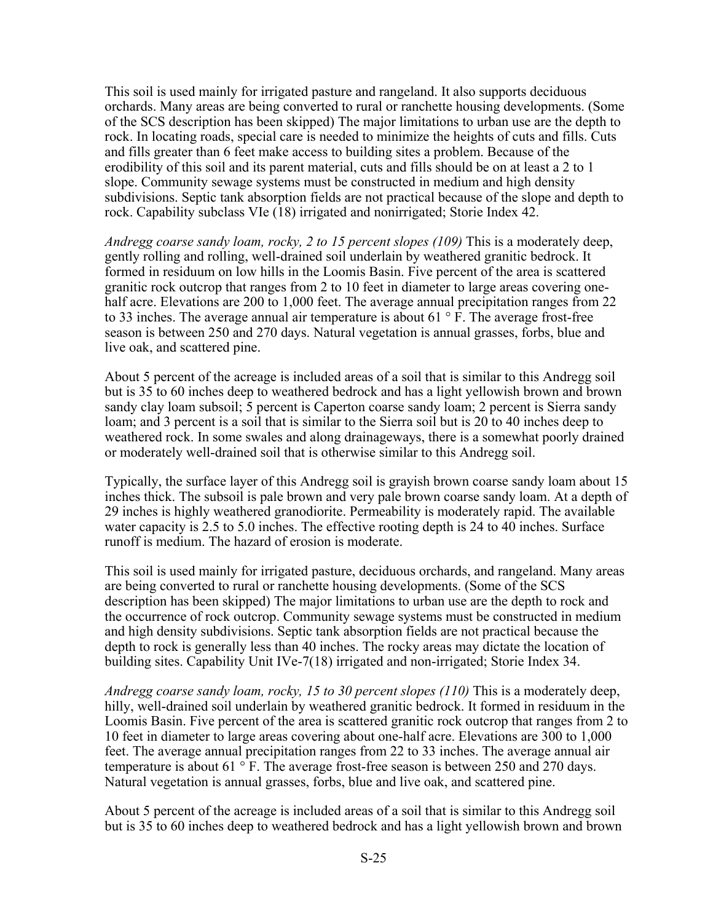This soil is used mainly for irrigated pasture and rangeland. It also supports deciduous orchards. Many areas are being converted to rural or ranchette housing developments. (Some of the SCS description has been skipped) The major limitations to urban use are the depth to rock. In locating roads, special care is needed to minimize the heights of cuts and fills. Cuts and fills greater than 6 feet make access to building sites a problem. Because of the erodibility of this soil and its parent material, cuts and fills should be on at least a 2 to 1 slope. Community sewage systems must be constructed in medium and high density subdivisions. Septic tank absorption fields are not practical because of the slope and depth to rock. Capability subclass VIe (18) irrigated and nonirrigated; Storie Index 42.

*Andregg coarse sandy loam, rocky, 2 to 15 percent slopes (109)* This is a moderately deep, gently rolling and rolling, well-drained soil underlain by weathered granitic bedrock. It formed in residuum on low hills in the Loomis Basin. Five percent of the area is scattered granitic rock outcrop that ranges from 2 to 10 feet in diameter to large areas covering one-half acre. Elevations are 200 to 1,000 feet. The average annual precipitation ranges from 22 to 33 inches. The average annual air temperature is about 61 ° F. The average frost-free season is between 250 and 270 days. Natural vegetation is annual grasses, forbs, blue and live oak, and scattered pine.

About 5 percent of the acreage is included areas of a soil that is similar to this Andregg soil but is 35 to 60 inches deep to weathered bedrock and has a light yellowish brown and brown sandy clay loam subsoil; 5 percent is Caperton coarse sandy loam; 2 percent is Sierra sandy loam; and 3 percent is a soil that is similar to the Sierra soil but is 20 to 40 inches deep to weathered rock. In some swales and along drainageways, there is a somewhat poorly drained or moderately well-drained soil that is otherwise similar to this Andregg soil.

Typically, the surface layer of this Andregg soil is grayish brown coarse sandy loam about 15 inches thick. The subsoil is pale brown and very pale brown coarse sandy loam. At a depth of 29 inches is highly weathered granodiorite. Permeability is moderately rapid. The available water capacity is 2.5 to 5.0 inches. The effective rooting depth is 24 to 40 inches. Surface runoff is medium. The hazard of erosion is moderate.

This soil is used mainly for irrigated pasture, deciduous orchards, and rangeland. Many areas are being converted to rural or ranchette housing developments. (Some of the SCS description has been skipped) The major limitations to urban use are the depth to rock and the occurrence of rock outcrop. Community sewage systems must be constructed in medium and high density subdivisions. Septic tank absorption fields are not practical because the depth to rock is generally less than 40 inches. The rocky areas may dictate the location of building sites. Capability Unit IVe-7(18) irrigated and non-irrigated; Storie Index 34.

*Andregg coarse sandy loam, rocky, 15 to 30 percent slopes (110)* This is a moderately deep, hilly, well-drained soil underlain by weathered granitic bedrock. It formed in residuum in the Loomis Basin. Five percent of the area is scattered granitic rock outcrop that ranges from 2 to 10 feet in diameter to large areas covering about one-half acre. Elevations are 300 to 1,000 feet. The average annual precipitation ranges from 22 to 33 inches. The average annual air temperature is about 61 ° F. The average frost-free season is between 250 and 270 days. Natural vegetation is annual grasses, forbs, blue and live oak, and scattered pine.

About 5 percent of the acreage is included areas of a soil that is similar to this Andregg soil but is 35 to 60 inches deep to weathered bedrock and has a light yellowish brown and brown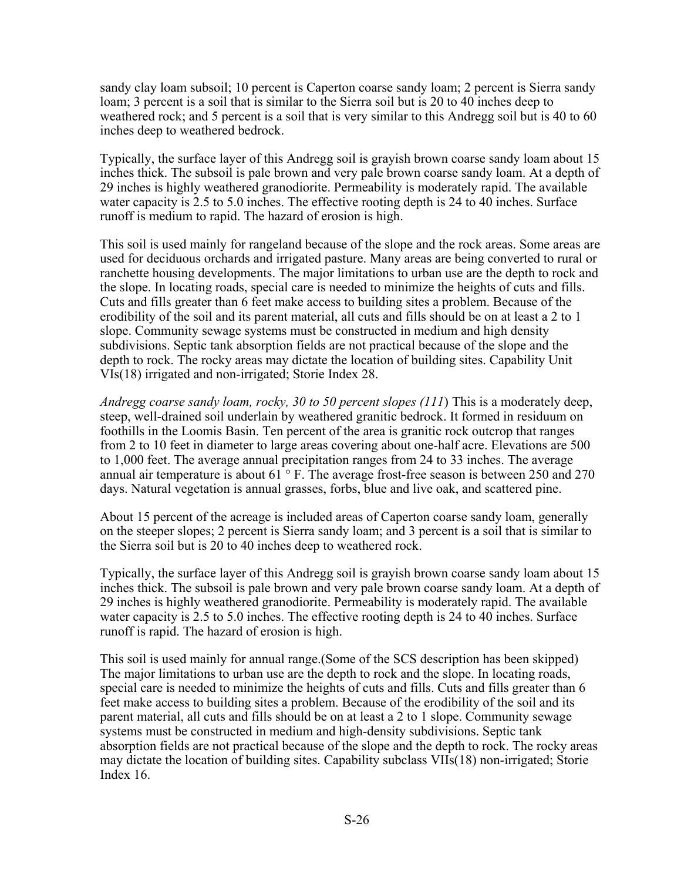sandy clay loam subsoil; 10 percent is Caperton coarse sandy loam; 2 percent is Sierra sandy loam; 3 percent is a soil that is similar to the Sierra soil but is 20 to 40 inches deep to weathered rock; and 5 percent is a soil that is very similar to this Andregg soil but is 40 to 60 inches deep to weathered bedrock.

Typically, the surface layer of this Andregg soil is grayish brown coarse sandy loam about 15 inches thick. The subsoil is pale brown and very pale brown coarse sandy loam. At a depth of 29 inches is highly weathered granodiorite. Permeability is moderately rapid. The available water capacity is 2.5 to 5.0 inches. The effective rooting depth is 24 to 40 inches. Surface runoff is medium to rapid. The hazard of erosion is high.

This soil is used mainly for rangeland because of the slope and the rock areas. Some areas are used for deciduous orchards and irrigated pasture. Many areas are being converted to rural or ranchette housing developments. The major limitations to urban use are the depth to rock and the slope. In locating roads, special care is needed to minimize the heights of cuts and fills. Cuts and fills greater than 6 feet make access to building sites a problem. Because of the erodibility of the soil and its parent material, all cuts and fills should be on at least a 2 to 1 slope. Community sewage systems must be constructed in medium and high density subdivisions. Septic tank absorption fields are not practical because of the slope and the depth to rock. The rocky areas may dictate the location of building sites. Capability Unit VIs(18) irrigated and non-irrigated; Storie Index 28.

*Andregg coarse sandy loam, rocky, 30 to 50 percent slopes (111*) This is a moderately deep, steep, well-drained soil underlain by weathered granitic bedrock. It formed in residuum on foothills in the Loomis Basin. Ten percent of the area is granitic rock outcrop that ranges from 2 to 10 feet in diameter to large areas covering about one-half acre. Elevations are 500 to 1,000 feet. The average annual precipitation ranges from 24 to 33 inches. The average annual air temperature is about 61 ° F. The average frost-free season is between 250 and 270 days. Natural vegetation is annual grasses, forbs, blue and live oak, and scattered pine.

About 15 percent of the acreage is included areas of Caperton coarse sandy loam, generally on the steeper slopes; 2 percent is Sierra sandy loam; and 3 percent is a soil that is similar to the Sierra soil but is 20 to 40 inches deep to weathered rock.

Typically, the surface layer of this Andregg soil is grayish brown coarse sandy loam about 15 inches thick. The subsoil is pale brown and very pale brown coarse sandy loam. At a depth of 29 inches is highly weathered granodiorite. Permeability is moderately rapid. The available water capacity is 2.5 to 5.0 inches. The effective rooting depth is 24 to 40 inches. Surface runoff is rapid. The hazard of erosion is high.

This soil is used mainly for annual range.(Some of the SCS description has been skipped) The major limitations to urban use are the depth to rock and the slope. In locating roads, special care is needed to minimize the heights of cuts and fills. Cuts and fills greater than 6 feet make access to building sites a problem. Because of the erodibility of the soil and its parent material, all cuts and fills should be on at least a 2 to 1 slope. Community sewage systems must be constructed in medium and high-density subdivisions. Septic tank absorption fields are not practical because of the slope and the depth to rock. The rocky areas may dictate the location of building sites. Capability subclass VIIs(18) non-irrigated; Storie Index 16.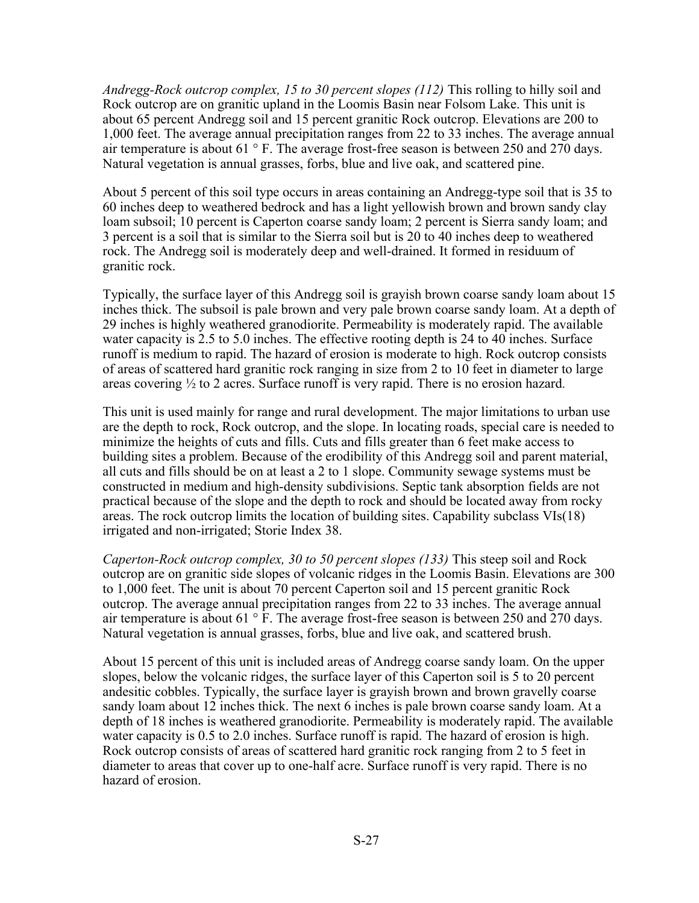*Andregg-Rock outcrop complex, 15 to 30 percent slopes (112)* This rolling to hilly soil and Rock outcrop are on granitic upland in the Loomis Basin near Folsom Lake. This unit is about 65 percent Andregg soil and 15 percent granitic Rock outcrop. Elevations are 200 to 1,000 feet. The average annual precipitation ranges from 22 to 33 inches. The average annual air temperature is about 61 ° F. The average frost-free season is between 250 and 270 days. Natural vegetation is annual grasses, forbs, blue and live oak, and scattered pine.

About 5 percent of this soil type occurs in areas containing an Andregg-type soil that is 35 to 60 inches deep to weathered bedrock and has a light yellowish brown and brown sandy clay loam subsoil; 10 percent is Caperton coarse sandy loam; 2 percent is Sierra sandy loam; and 3 percent is a soil that is similar to the Sierra soil but is 20 to 40 inches deep to weathered rock. The Andregg soil is moderately deep and well-drained. It formed in residuum of granitic rock.

Typically, the surface layer of this Andregg soil is grayish brown coarse sandy loam about 15 inches thick. The subsoil is pale brown and very pale brown coarse sandy loam. At a depth of 29 inches is highly weathered granodiorite. Permeability is moderately rapid. The available water capacity is 2.5 to 5.0 inches. The effective rooting depth is 24 to 40 inches. Surface runoff is medium to rapid. The hazard of erosion is moderate to high. Rock outcrop consists of areas of scattered hard granitic rock ranging in size from 2 to 10 feet in diameter to large areas covering ½ to 2 acres. Surface runoff is very rapid. There is no erosion hazard.

This unit is used mainly for range and rural development. The major limitations to urban use are the depth to rock, Rock outcrop, and the slope. In locating roads, special care is needed to minimize the heights of cuts and fills. Cuts and fills greater than 6 feet make access to building sites a problem. Because of the erodibility of this Andregg soil and parent material, all cuts and fills should be on at least a 2 to 1 slope. Community sewage systems must be constructed in medium and high-density subdivisions. Septic tank absorption fields are not practical because of the slope and the depth to rock and should be located away from rocky areas. The rock outcrop limits the location of building sites. Capability subclass VIs(18) irrigated and non-irrigated; Storie Index 38.

*Caperton-Rock outcrop complex, 30 to 50 percent slopes (133)* This steep soil and Rock outcrop are on granitic side slopes of volcanic ridges in the Loomis Basin. Elevations are 300 to 1,000 feet. The unit is about 70 percent Caperton soil and 15 percent granitic Rock outcrop. The average annual precipitation ranges from 22 to 33 inches. The average annual air temperature is about 61 ° F. The average frost-free season is between 250 and 270 days. Natural vegetation is annual grasses, forbs, blue and live oak, and scattered brush.

About 15 percent of this unit is included areas of Andregg coarse sandy loam. On the upper slopes, below the volcanic ridges, the surface layer of this Caperton soil is 5 to 20 percent andesitic cobbles. Typically, the surface layer is grayish brown and brown gravelly coarse sandy loam about 12 inches thick. The next 6 inches is pale brown coarse sandy loam. At a depth of 18 inches is weathered granodiorite. Permeability is moderately rapid. The available water capacity is 0.5 to 2.0 inches. Surface runoff is rapid. The hazard of erosion is high. Rock outcrop consists of areas of scattered hard granitic rock ranging from 2 to 5 feet in diameter to areas that cover up to one-half acre. Surface runoff is very rapid. There is no hazard of erosion.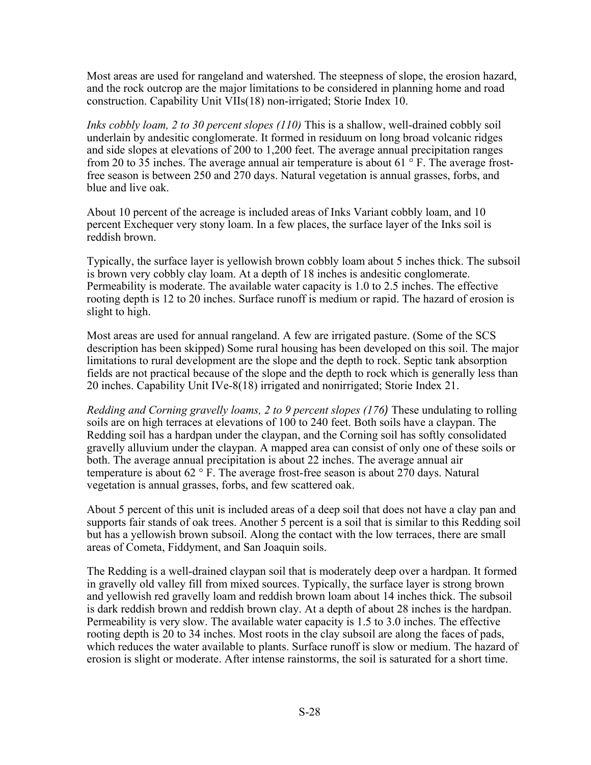Most areas are used for rangeland and watershed. The steepness of slope, the erosion hazard, and the rock outcrop are the major limitations to be considered in planning home and road construction. Capability Unit VIIs(18) non-irrigated; Storie Index 10.

*Inks cobbly loam, 2 to 30 percent slopes (110)* This is a shallow, well-drained cobbly soil underlain by andesitic conglomerate. It formed in residuum on long broad volcanic ridges and side slopes at elevations of 200 to 1,200 feet. The average annual precipitation ranges from 20 to 35 inches. The average annual air temperature is about 61 ° F. The average frost-free season is between 250 and 270 days. Natural vegetation is annual grasses, forbs, and blue and live oak.

About 10 percent of the acreage is included areas of Inks Variant cobbly loam, and 10 percent Exchequer very stony loam. In a few places, the surface layer of the Inks soil is reddish brown.

Typically, the surface layer is yellowish brown cobbly loam about 5 inches thick. The subsoil is brown very cobbly clay loam. At a depth of 18 inches is andesitic conglomerate. Permeability is moderate. The available water capacity is 1.0 to 2.5 inches. The effective rooting depth is 12 to 20 inches. Surface runoff is medium or rapid. The hazard of erosion is slight to high.

Most areas are used for annual rangeland. A few are irrigated pasture. (Some of the SCS description has been skipped) Some rural housing has been developed on this soil. The major limitations to rural development are the slope and the depth to rock. Septic tank absorption fields are not practical because of the slope and the depth to rock which is generally less than 20 inches. Capability Unit IVe-8(18) irrigated and nonirrigated; Storie Index 21.

*Redding and Corning gravelly loams, 2 to 9 percent slopes (176)* These undulating to rolling soils are on high terraces at elevations of 100 to 240 feet. Both soils have a claypan. The Redding soil has a hardpan under the claypan, and the Corning soil has softly consolidated gravelly alluvium under the claypan. A mapped area can consist of only one of these soils or both. The average annual precipitation is about 22 inches. The average annual air temperature is about 62 ° F. The average frost-free season is about 270 days. Natural vegetation is annual grasses, forbs, and few scattered oak.

About 5 percent of this unit is included areas of a deep soil that does not have a clay pan and supports fair stands of oak trees. Another 5 percent is a soil that is similar to this Redding soil but has a yellowish brown subsoil. Along the contact with the low terraces, there are small areas of Cometa, Fiddyment, and San Joaquin soils.

The Redding is a well-drained claypan soil that is moderately deep over a hardpan. It formed in gravelly old valley fill from mixed sources. Typically, the surface layer is strong brown and yellowish red gravelly loam and reddish brown loam about 14 inches thick. The subsoil is dark reddish brown and reddish brown clay. At a depth of about 28 inches is the hardpan. Permeability is very slow. The available water capacity is 1.5 to 3.0 inches. The effective rooting depth is 20 to 34 inches. Most roots in the clay subsoil are along the faces of pads, which reduces the water available to plants. Surface runoff is slow or medium. The hazard of erosion is slight or moderate. After intense rainstorms, the soil is saturated for a short time.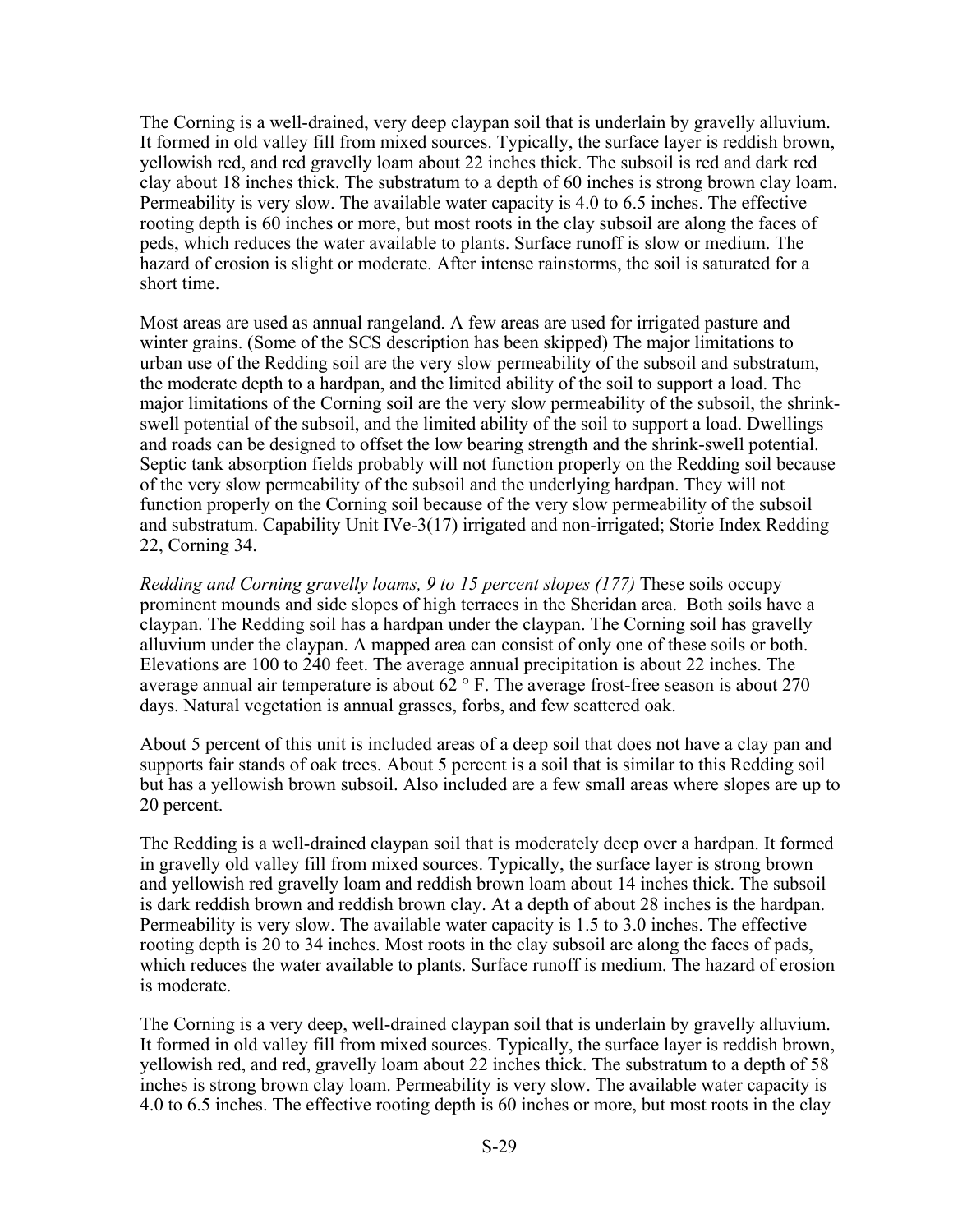The Corning is a well-drained, very deep claypan soil that is underlain by gravelly alluvium. It formed in old valley fill from mixed sources. Typically, the surface layer is reddish brown, yellowish red, and red gravelly loam about 22 inches thick. The subsoil is red and dark red clay about 18 inches thick. The substratum to a depth of 60 inches is strong brown clay loam. Permeability is very slow. The available water capacity is 4.0 to 6.5 inches. The effective rooting depth is 60 inches or more, but most roots in the clay subsoil are along the faces of peds, which reduces the water available to plants. Surface runoff is slow or medium. The hazard of erosion is slight or moderate. After intense rainstorms, the soil is saturated for a short time.

Most areas are used as annual rangeland. A few areas are used for irrigated pasture and winter grains. (Some of the SCS description has been skipped) The major limitations to urban use of the Redding soil are the very slow permeability of the subsoil and substratum, the moderate depth to a hardpan, and the limited ability of the soil to support a load. The major limitations of the Corning soil are the very slow permeability of the subsoil, the shrink-swell potential of the subsoil, and the limited ability of the soil to support a load. Dwellings and roads can be designed to offset the low bearing strength and the shrink-swell potential. Septic tank absorption fields probably will not function properly on the Redding soil because of the very slow permeability of the subsoil and the underlying hardpan. They will not function properly on the Corning soil because of the very slow permeability of the subsoil and substratum. Capability Unit IVe-3(17) irrigated and non-irrigated; Storie Index Redding 22, Corning 34.

*Redding and Corning gravelly loams, 9 to 15 percent slopes (177)* These soils occupy prominent mounds and side slopes of high terraces in the Sheridan area. Both soils have a claypan. The Redding soil has a hardpan under the claypan. The Corning soil has gravelly alluvium under the claypan. A mapped area can consist of only one of these soils or both. Elevations are 100 to 240 feet. The average annual precipitation is about 22 inches. The average annual air temperature is about 62 ° F. The average frost-free season is about 270 days. Natural vegetation is annual grasses, forbs, and few scattered oak.

About 5 percent of this unit is included areas of a deep soil that does not have a clay pan and supports fair stands of oak trees. About 5 percent is a soil that is similar to this Redding soil but has a yellowish brown subsoil. Also included are a few small areas where slopes are up to 20 percent.

The Redding is a well-drained claypan soil that is moderately deep over a hardpan. It formed in gravelly old valley fill from mixed sources. Typically, the surface layer is strong brown and yellowish red gravelly loam and reddish brown loam about 14 inches thick. The subsoil is dark reddish brown and reddish brown clay. At a depth of about 28 inches is the hardpan. Permeability is very slow. The available water capacity is 1.5 to 3.0 inches. The effective rooting depth is 20 to 34 inches. Most roots in the clay subsoil are along the faces of pads, which reduces the water available to plants. Surface runoff is medium. The hazard of erosion is moderate.

The Corning is a very deep, well-drained claypan soil that is underlain by gravelly alluvium. It formed in old valley fill from mixed sources. Typically, the surface layer is reddish brown, yellowish red, and red, gravelly loam about 22 inches thick. The substratum to a depth of 58 inches is strong brown clay loam. Permeability is very slow. The available water capacity is 4.0 to 6.5 inches. The effective rooting depth is 60 inches or more, but most roots in the clay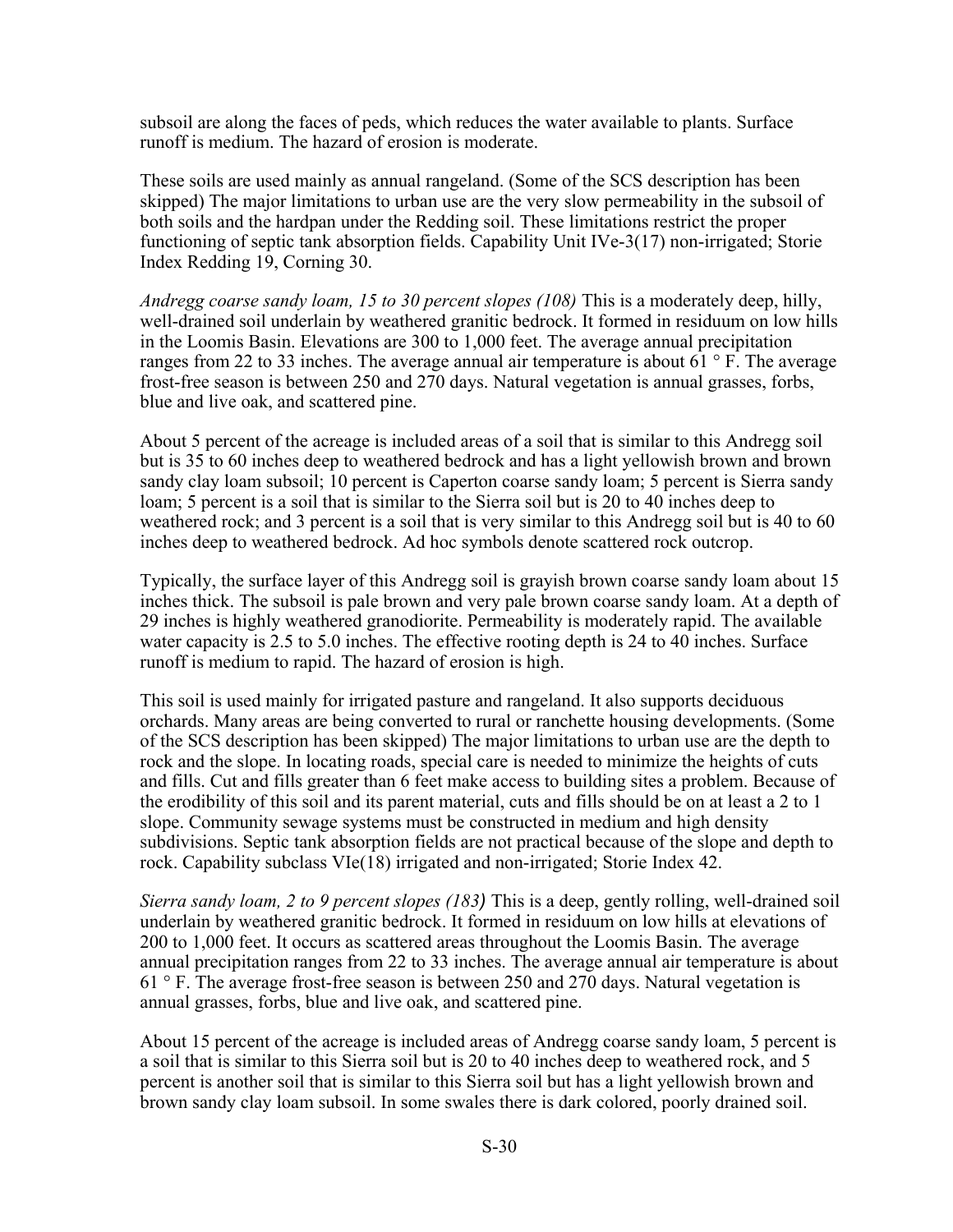subsoil are along the faces of peds, which reduces the water available to plants. Surface runoff is medium. The hazard of erosion is moderate.

These soils are used mainly as annual rangeland. (Some of the SCS description has been skipped) The major limitations to urban use are the very slow permeability in the subsoil of both soils and the hardpan under the Redding soil. These limitations restrict the proper functioning of septic tank absorption fields. Capability Unit IVe-3(17) non-irrigated; Storie Index Redding 19, Corning 30.

*Andregg coarse sandy loam, 15 to 30 percent slopes (108)* This is a moderately deep, hilly, well-drained soil underlain by weathered granitic bedrock. It formed in residuum on low hills in the Loomis Basin. Elevations are 300 to 1,000 feet. The average annual precipitation ranges from 22 to 33 inches. The average annual air temperature is about 61 ° F. The average frost-free season is between 250 and 270 days. Natural vegetation is annual grasses, forbs, blue and live oak, and scattered pine.

About 5 percent of the acreage is included areas of a soil that is similar to this Andregg soil but is 35 to 60 inches deep to weathered bedrock and has a light yellowish brown and brown sandy clay loam subsoil; 10 percent is Caperton coarse sandy loam; 5 percent is Sierra sandy loam; 5 percent is a soil that is similar to the Sierra soil but is 20 to 40 inches deep to weathered rock; and 3 percent is a soil that is very similar to this Andregg soil but is 40 to 60 inches deep to weathered bedrock. Ad hoc symbols denote scattered rock outcrop.

Typically, the surface layer of this Andregg soil is grayish brown coarse sandy loam about 15 inches thick. The subsoil is pale brown and very pale brown coarse sandy loam. At a depth of 29 inches is highly weathered granodiorite. Permeability is moderately rapid. The available water capacity is 2.5 to 5.0 inches. The effective rooting depth is 24 to 40 inches. Surface runoff is medium to rapid. The hazard of erosion is high.

This soil is used mainly for irrigated pasture and rangeland. It also supports deciduous orchards. Many areas are being converted to rural or ranchette housing developments. (Some of the SCS description has been skipped) The major limitations to urban use are the depth to rock and the slope. In locating roads, special care is needed to minimize the heights of cuts and fills. Cut and fills greater than 6 feet make access to building sites a problem. Because of the erodibility of this soil and its parent material, cuts and fills should be on at least a 2 to 1 slope. Community sewage systems must be constructed in medium and high density subdivisions. Septic tank absorption fields are not practical because of the slope and depth to rock. Capability subclass VIe(18) irrigated and non-irrigated; Storie Index 42.

*Sierra sandy loam, 2 to 9 percent slopes (183)* This is a deep, gently rolling, well-drained soil underlain by weathered granitic bedrock. It formed in residuum on low hills at elevations of 200 to 1,000 feet. It occurs as scattered areas throughout the Loomis Basin. The average annual precipitation ranges from 22 to 33 inches. The average annual air temperature is about 61 ° F. The average frost-free season is between 250 and 270 days. Natural vegetation is annual grasses, forbs, blue and live oak, and scattered pine.

About 15 percent of the acreage is included areas of Andregg coarse sandy loam, 5 percent is a soil that is similar to this Sierra soil but is 20 to 40 inches deep to weathered rock, and 5 percent is another soil that is similar to this Sierra soil but has a light yellowish brown and brown sandy clay loam subsoil. In some swales there is dark colored, poorly drained soil.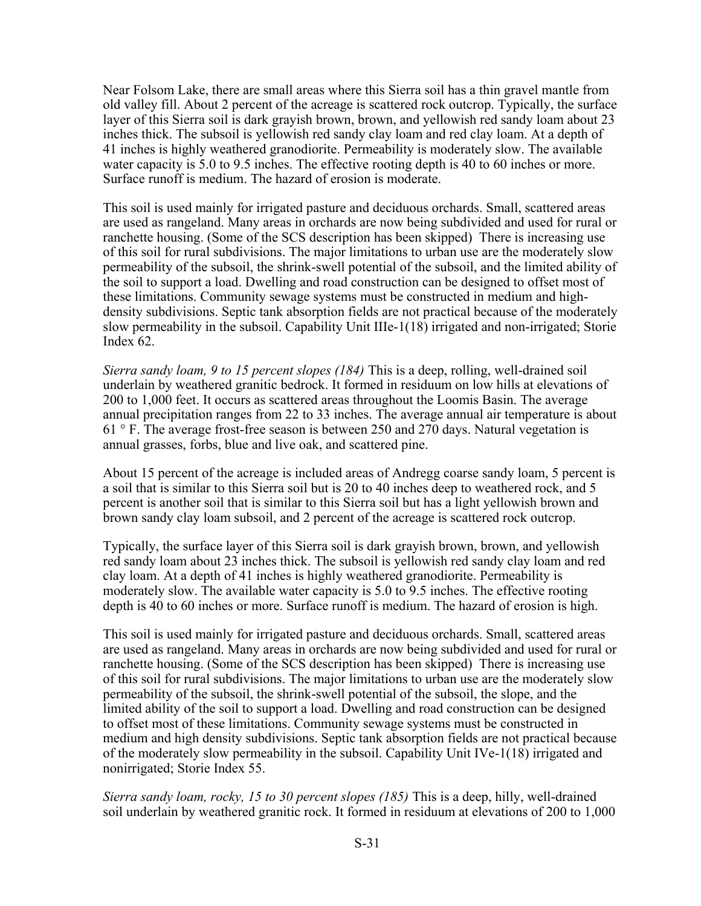Near Folsom Lake, there are small areas where this Sierra soil has a thin gravel mantle from old valley fill. About 2 percent of the acreage is scattered rock outcrop. Typically, the surface layer of this Sierra soil is dark grayish brown, brown, and yellowish red sandy loam about 23 inches thick. The subsoil is yellowish red sandy clay loam and red clay loam. At a depth of 41 inches is highly weathered granodiorite. Permeability is moderately slow. The available water capacity is 5.0 to 9.5 inches. The effective rooting depth is 40 to 60 inches or more. Surface runoff is medium. The hazard of erosion is moderate.

This soil is used mainly for irrigated pasture and deciduous orchards. Small, scattered areas are used as rangeland. Many areas in orchards are now being subdivided and used for rural or ranchette housing. (Some of the SCS description has been skipped) There is increasing use of this soil for rural subdivisions. The major limitations to urban use are the moderately slow permeability of the subsoil, the shrink-swell potential of the subsoil, and the limited ability of the soil to support a load. Dwelling and road construction can be designed to offset most of these limitations. Community sewage systems must be constructed in medium and high-density subdivisions. Septic tank absorption fields are not practical because of the moderately slow permeability in the subsoil. Capability Unit IIIe-1(18) irrigated and non-irrigated; Storie Index 62.

*Sierra sandy loam, 9 to 15 percent slopes (184)* This is a deep, rolling, well-drained soil underlain by weathered granitic bedrock. It formed in residuum on low hills at elevations of 200 to 1,000 feet. It occurs as scattered areas throughout the Loomis Basin. The average annual precipitation ranges from 22 to 33 inches. The average annual air temperature is about 61 ° F. The average frost-free season is between 250 and 270 days. Natural vegetation is annual grasses, forbs, blue and live oak, and scattered pine.

About 15 percent of the acreage is included areas of Andregg coarse sandy loam, 5 percent is a soil that is similar to this Sierra soil but is 20 to 40 inches deep to weathered rock, and 5 percent is another soil that is similar to this Sierra soil but has a light yellowish brown and brown sandy clay loam subsoil, and 2 percent of the acreage is scattered rock outcrop.

Typically, the surface layer of this Sierra soil is dark grayish brown, brown, and yellowish red sandy loam about 23 inches thick. The subsoil is yellowish red sandy clay loam and red clay loam. At a depth of 41 inches is highly weathered granodiorite. Permeability is moderately slow. The available water capacity is 5.0 to 9.5 inches. The effective rooting depth is 40 to 60 inches or more. Surface runoff is medium. The hazard of erosion is high.

This soil is used mainly for irrigated pasture and deciduous orchards. Small, scattered areas are used as rangeland. Many areas in orchards are now being subdivided and used for rural or ranchette housing. (Some of the SCS description has been skipped) There is increasing use of this soil for rural subdivisions. The major limitations to urban use are the moderately slow permeability of the subsoil, the shrink-swell potential of the subsoil, the slope, and the limited ability of the soil to support a load. Dwelling and road construction can be designed to offset most of these limitations. Community sewage systems must be constructed in medium and high density subdivisions. Septic tank absorption fields are not practical because of the moderately slow permeability in the subsoil. Capability Unit IVe-1(18) irrigated and nonirrigated; Storie Index 55.

*Sierra sandy loam, rocky, 15 to 30 percent slopes (185)* This is a deep, hilly, well-drained soil underlain by weathered granitic rock. It formed in residuum at elevations of 200 to 1,000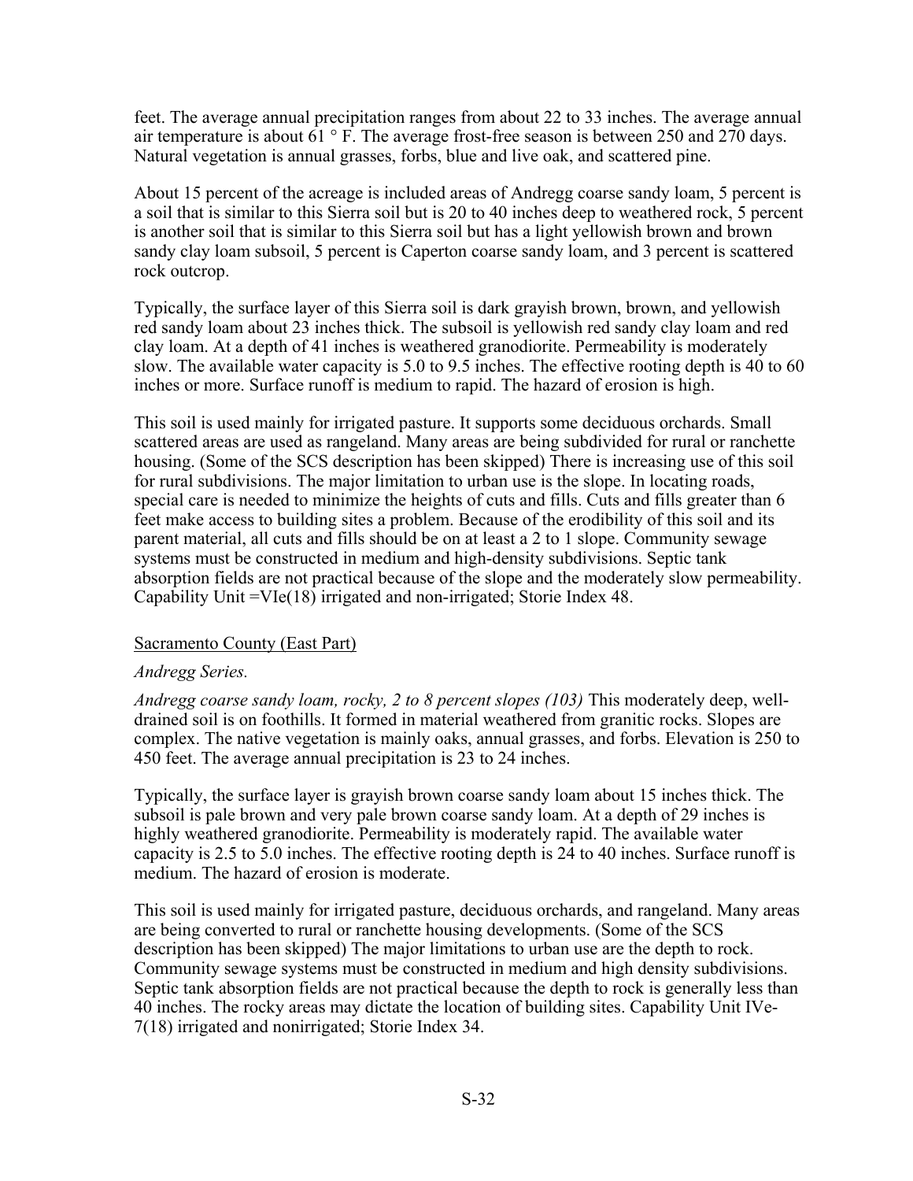feet. The average annual precipitation ranges from about 22 to 33 inches. The average annual air temperature is about 61 ° F. The average frost-free season is between 250 and 270 days. Natural vegetation is annual grasses, forbs, blue and live oak, and scattered pine.

About 15 percent of the acreage is included areas of Andregg coarse sandy loam, 5 percent is a soil that is similar to this Sierra soil but is 20 to 40 inches deep to weathered rock, 5 percent is another soil that is similar to this Sierra soil but has a light yellowish brown and brown sandy clay loam subsoil, 5 percent is Caperton coarse sandy loam, and 3 percent is scattered rock outcrop.

Typically, the surface layer of this Sierra soil is dark grayish brown, brown, and yellowish red sandy loam about 23 inches thick. The subsoil is yellowish red sandy clay loam and red clay loam. At a depth of 41 inches is weathered granodiorite. Permeability is moderately slow. The available water capacity is 5.0 to 9.5 inches. The effective rooting depth is 40 to 60 inches or more. Surface runoff is medium to rapid. The hazard of erosion is high.

This soil is used mainly for irrigated pasture. It supports some deciduous orchards. Small scattered areas are used as rangeland. Many areas are being subdivided for rural or ranchette housing. (Some of the SCS description has been skipped) There is increasing use of this soil for rural subdivisions. The major limitation to urban use is the slope. In locating roads, special care is needed to minimize the heights of cuts and fills. Cuts and fills greater than 6 feet make access to building sites a problem. Because of the erodibility of this soil and its parent material, all cuts and fills should be on at least a 2 to 1 slope. Community sewage systems must be constructed in medium and high-density subdivisions. Septic tank absorption fields are not practical because of the slope and the moderately slow permeability. Capability Unit =VIe(18) irrigated and non-irrigated; Storie Index 48.

<u>Sacramento County (East Part)</u>

*Andregg Series.*

*Andregg coarse sandy loam, rocky, 2 to 8 percent slopes (103)* This moderately deep, well-drained soil is on foothills. It formed in material weathered from granitic rocks. Slopes are complex. The native vegetation is mainly oaks, annual grasses, and forbs. Elevation is 250 to 450 feet. The average annual precipitation is 23 to 24 inches.

Typically, the surface layer is grayish brown coarse sandy loam about 15 inches thick. The subsoil is pale brown and very pale brown coarse sandy loam. At a depth of 29 inches is highly weathered granodiorite. Permeability is moderately rapid. The available water capacity is 2.5 to 5.0 inches. The effective rooting depth is 24 to 40 inches. Surface runoff is medium. The hazard of erosion is moderate.

This soil is used mainly for irrigated pasture, deciduous orchards, and rangeland. Many areas are being converted to rural or ranchette housing developments. (Some of the SCS description has been skipped) The major limitations to urban use are the depth to rock. Community sewage systems must be constructed in medium and high density subdivisions. Septic tank absorption fields are not practical because the depth to rock is generally less than 40 inches. The rocky areas may dictate the location of building sites. Capability Unit IVe-7(18) irrigated and nonirrigated; Storie Index 34.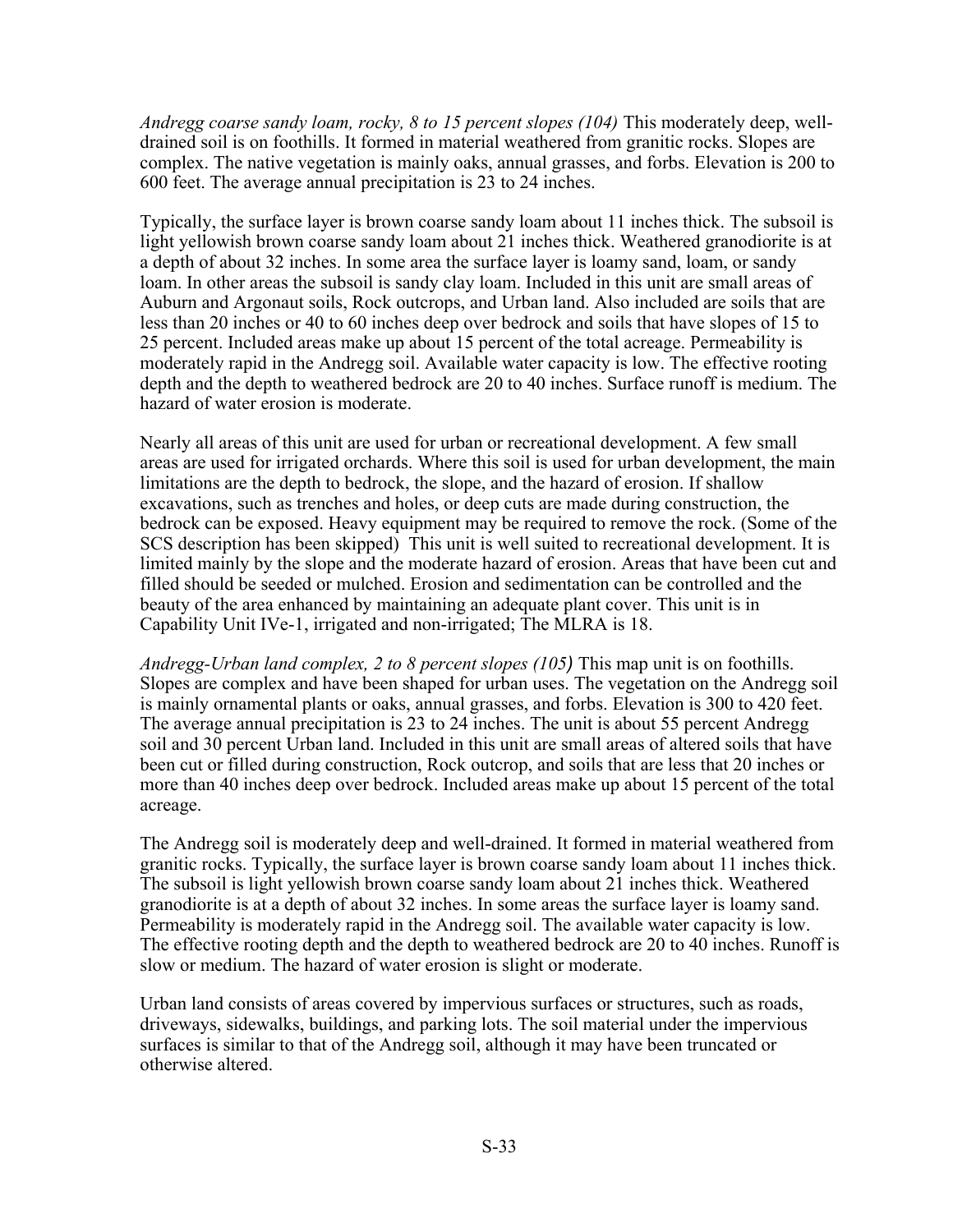*Andregg coarse sandy loam, rocky, 8 to 15 percent slopes (104)* This moderately deep, well-drained soil is on foothills. It formed in material weathered from granitic rocks. Slopes are complex. The native vegetation is mainly oaks, annual grasses, and forbs. Elevation is 200 to 600 feet. The average annual precipitation is 23 to 24 inches.

Typically, the surface layer is brown coarse sandy loam about 11 inches thick. The subsoil is light yellowish brown coarse sandy loam about 21 inches thick. Weathered granodiorite is at a depth of about 32 inches. In some area the surface layer is loamy sand, loam, or sandy loam. In other areas the subsoil is sandy clay loam. Included in this unit are small areas of Auburn and Argonaut soils, Rock outcrops, and Urban land. Also included are soils that are less than 20 inches or 40 to 60 inches deep over bedrock and soils that have slopes of 15 to 25 percent. Included areas make up about 15 percent of the total acreage. Permeability is moderately rapid in the Andregg soil. Available water capacity is low. The effective rooting depth and the depth to weathered bedrock are 20 to 40 inches. Surface runoff is medium. The hazard of water erosion is moderate.

Nearly all areas of this unit are used for urban or recreational development. A few small areas are used for irrigated orchards. Where this soil is used for urban development, the main limitations are the depth to bedrock, the slope, and the hazard of erosion. If shallow excavations, such as trenches and holes, or deep cuts are made during construction, the bedrock can be exposed. Heavy equipment may be required to remove the rock. (Some of the SCS description has been skipped) This unit is well suited to recreational development. It is limited mainly by the slope and the moderate hazard of erosion. Areas that have been cut and filled should be seeded or mulched. Erosion and sedimentation can be controlled and the beauty of the area enhanced by maintaining an adequate plant cover. This unit is in Capability Unit IVe-1, irrigated and non-irrigated; The MLRA is 18.

*Andregg-Urban land complex, 2 to 8 percent slopes (105)* This map unit is on foothills. Slopes are complex and have been shaped for urban uses. The vegetation on the Andregg soil is mainly ornamental plants or oaks, annual grasses, and forbs. Elevation is 300 to 420 feet. The average annual precipitation is 23 to 24 inches. The unit is about 55 percent Andregg soil and 30 percent Urban land. Included in this unit are small areas of altered soils that have been cut or filled during construction, Rock outcrop, and soils that are less that 20 inches or more than 40 inches deep over bedrock. Included areas make up about 15 percent of the total acreage.

The Andregg soil is moderately deep and well-drained. It formed in material weathered from granitic rocks. Typically, the surface layer is brown coarse sandy loam about 11 inches thick. The subsoil is light yellowish brown coarse sandy loam about 21 inches thick. Weathered granodiorite is at a depth of about 32 inches. In some areas the surface layer is loamy sand. Permeability is moderately rapid in the Andregg soil. The available water capacity is low. The effective rooting depth and the depth to weathered bedrock are 20 to 40 inches. Runoff is slow or medium. The hazard of water erosion is slight or moderate.

Urban land consists of areas covered by impervious surfaces or structures, such as roads, driveways, sidewalks, buildings, and parking lots. The soil material under the impervious surfaces is similar to that of the Andregg soil, although it may have been truncated or otherwise altered.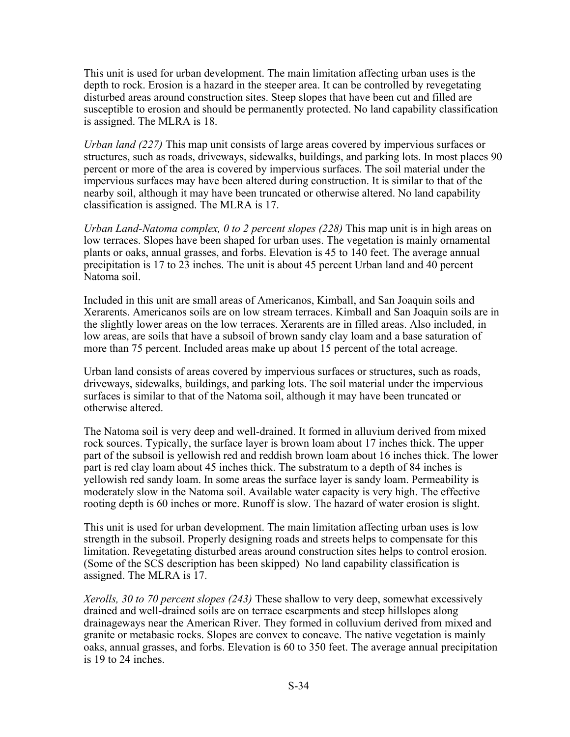This unit is used for urban development. The main limitation affecting urban uses is the depth to rock. Erosion is a hazard in the steeper area. It can be controlled by revegetating disturbed areas around construction sites. Steep slopes that have been cut and filled are susceptible to erosion and should be permanently protected. No land capability classification is assigned. The MLRA is 18.

*Urban land (227)* This map unit consists of large areas covered by impervious surfaces or structures, such as roads, driveways, sidewalks, buildings, and parking lots. In most places 90 percent or more of the area is covered by impervious surfaces. The soil material under the impervious surfaces may have been altered during construction. It is similar to that of the nearby soil, although it may have been truncated or otherwise altered. No land capability classification is assigned. The MLRA is 17.

*Urban Land-Natoma complex, 0 to 2 percent slopes (228)* This map unit is in high areas on low terraces. Slopes have been shaped for urban uses. The vegetation is mainly ornamental plants or oaks, annual grasses, and forbs. Elevation is 45 to 140 feet. The average annual precipitation is 17 to 23 inches. The unit is about 45 percent Urban land and 40 percent Natoma soil.

Included in this unit are small areas of Americanos, Kimball, and San Joaquin soils and Xerarents. Americanos soils are on low stream terraces. Kimball and San Joaquin soils are in the slightly lower areas on the low terraces. Xerarents are in filled areas. Also included, in low areas, are soils that have a subsoil of brown sandy clay loam and a base saturation of more than 75 percent. Included areas make up about 15 percent of the total acreage.

Urban land consists of areas covered by impervious surfaces or structures, such as roads, driveways, sidewalks, buildings, and parking lots. The soil material under the impervious surfaces is similar to that of the Natoma soil, although it may have been truncated or otherwise altered.

The Natoma soil is very deep and well-drained. It formed in alluvium derived from mixed rock sources. Typically, the surface layer is brown loam about 17 inches thick. The upper part of the subsoil is yellowish red and reddish brown loam about 16 inches thick. The lower part is red clay loam about 45 inches thick. The substratum to a depth of 84 inches is yellowish red sandy loam. In some areas the surface layer is sandy loam. Permeability is moderately slow in the Natoma soil. Available water capacity is very high. The effective rooting depth is 60 inches or more. Runoff is slow. The hazard of water erosion is slight.

This unit is used for urban development. The main limitation affecting urban uses is low strength in the subsoil. Properly designing roads and streets helps to compensate for this limitation. Revegetating disturbed areas around construction sites helps to control erosion. (Some of the SCS description has been skipped) No land capability classification is assigned. The MLRA is 17.

*Xerolls, 30 to 70 percent slopes (243)* These shallow to very deep, somewhat excessively drained and well-drained soils are on terrace escarpments and steep hillslopes along drainageways near the American River. They formed in colluvium derived from mixed and granite or metabasic rocks. Slopes are convex to concave. The native vegetation is mainly oaks, annual grasses, and forbs. Elevation is 60 to 350 feet. The average annual precipitation is 19 to 24 inches.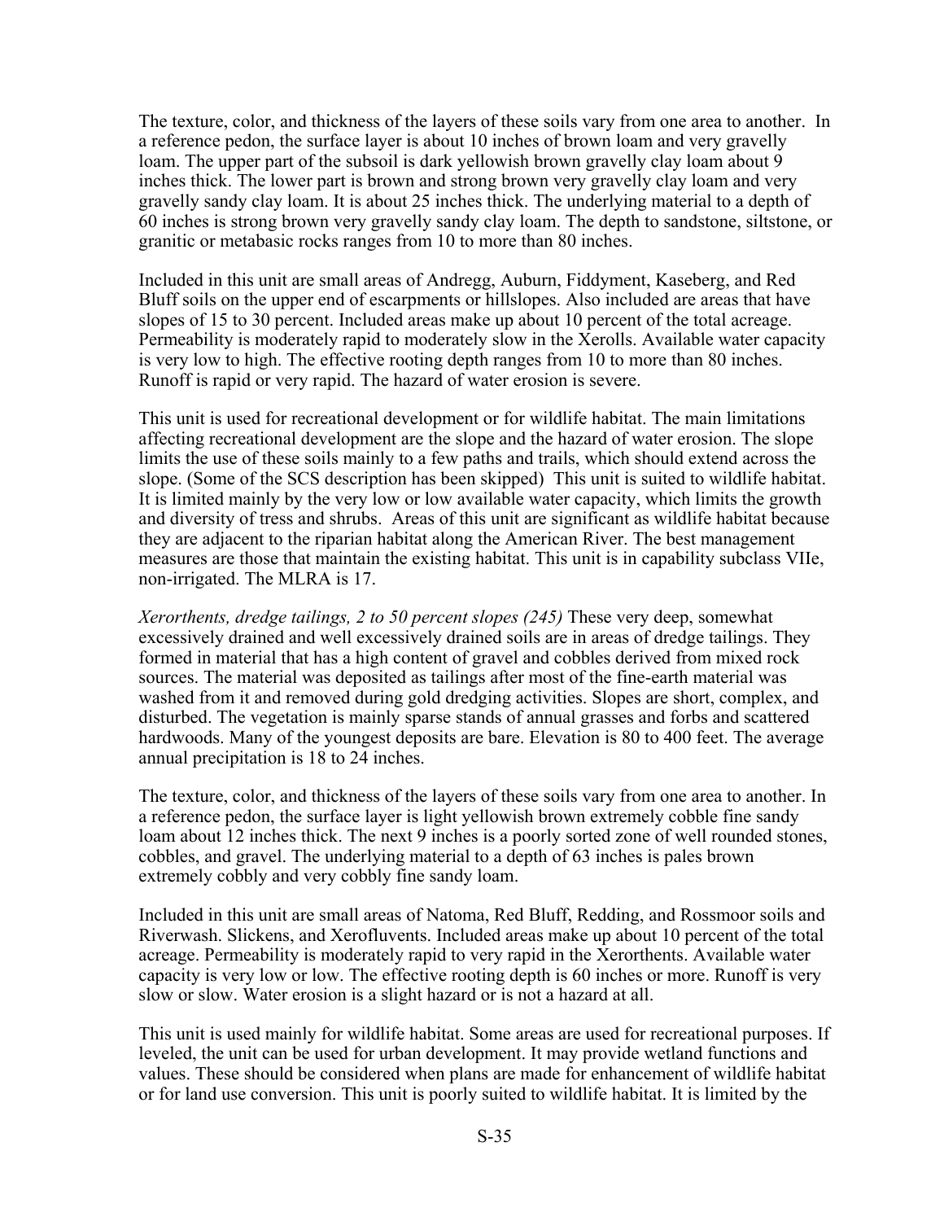The texture, color, and thickness of the layers of these soils vary from one area to another. In a reference pedon, the surface layer is about 10 inches of brown loam and very gravelly loam. The upper part of the subsoil is dark yellowish brown gravelly clay loam about 9 inches thick. The lower part is brown and strong brown very gravelly clay loam and very gravelly sandy clay loam. It is about 25 inches thick. The underlying material to a depth of 60 inches is strong brown very gravelly sandy clay loam. The depth to sandstone, siltstone, or granitic or metabasic rocks ranges from 10 to more than 80 inches.

Included in this unit are small areas of Andregg, Auburn, Fiddyment, Kaseberg, and Red Bluff soils on the upper end of escarpments or hillslopes. Also included are areas that have slopes of 15 to 30 percent. Included areas make up about 10 percent of the total acreage. Permeability is moderately rapid to moderately slow in the Xerolls. Available water capacity is very low to high. The effective rooting depth ranges from 10 to more than 80 inches. Runoff is rapid or very rapid. The hazard of water erosion is severe.

This unit is used for recreational development or for wildlife habitat. The main limitations affecting recreational development are the slope and the hazard of water erosion. The slope limits the use of these soils mainly to a few paths and trails, which should extend across the slope. (Some of the SCS description has been skipped) This unit is suited to wildlife habitat. It is limited mainly by the very low or low available water capacity, which limits the growth and diversity of tress and shrubs. Areas of this unit are significant as wildlife habitat because they are adjacent to the riparian habitat along the American River. The best management measures are those that maintain the existing habitat. This unit is in capability subclass VIIe, non-irrigated. The MLRA is 17.

*Xerorthents, dredge tailings, 2 to 50 percent slopes (245)* These very deep, somewhat excessively drained and well excessively drained soils are in areas of dredge tailings. They formed in material that has a high content of gravel and cobbles derived from mixed rock sources. The material was deposited as tailings after most of the fine-earth material was washed from it and removed during gold dredging activities. Slopes are short, complex, and disturbed. The vegetation is mainly sparse stands of annual grasses and forbs and scattered hardwoods. Many of the youngest deposits are bare. Elevation is 80 to 400 feet. The average annual precipitation is 18 to 24 inches.

The texture, color, and thickness of the layers of these soils vary from one area to another. In a reference pedon, the surface layer is light yellowish brown extremely cobble fine sandy loam about 12 inches thick. The next 9 inches is a poorly sorted zone of well rounded stones, cobbles, and gravel. The underlying material to a depth of 63 inches is pales brown extremely cobbly and very cobbly fine sandy loam.

Included in this unit are small areas of Natoma, Red Bluff, Redding, and Rossmoor soils and Riverwash. Slickens, and Xerofluvents. Included areas make up about 10 percent of the total acreage. Permeability is moderately rapid to very rapid in the Xerorthents. Available water capacity is very low or low. The effective rooting depth is 60 inches or more. Runoff is very slow or slow. Water erosion is a slight hazard or is not a hazard at all.

This unit is used mainly for wildlife habitat. Some areas are used for recreational purposes. If leveled, the unit can be used for urban development. It may provide wetland functions and values. These should be considered when plans are made for enhancement of wildlife habitat or for land use conversion. This unit is poorly suited to wildlife habitat. It is limited by the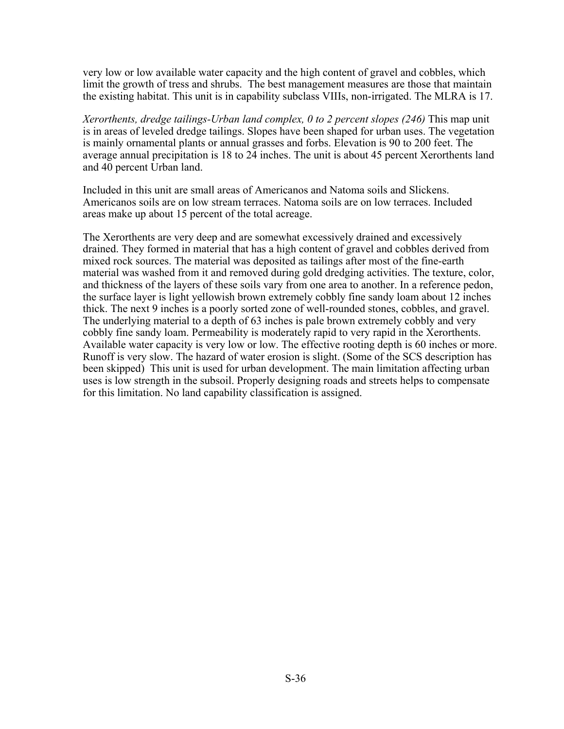very low or low available water capacity and the high content of gravel and cobbles, which limit the growth of tress and shrubs. The best management measures are those that maintain the existing habitat. This unit is in capability subclass VIIIs, non-irrigated. The MLRA is 17.

*Xerorthents, dredge tailings-Urban land complex, 0 to 2 percent slopes (246)* This map unit is in areas of leveled dredge tailings. Slopes have been shaped for urban uses. The vegetation is mainly ornamental plants or annual grasses and forbs. Elevation is 90 to 200 feet. The average annual precipitation is 18 to 24 inches. The unit is about 45 percent Xerorthents land and 40 percent Urban land.

Included in this unit are small areas of Americanos and Natoma soils and Slickens. Americanos soils are on low stream terraces. Natoma soils are on low terraces. Included areas make up about 15 percent of the total acreage.

The Xerorthents are very deep and are somewhat excessively drained and excessively drained. They formed in material that has a high content of gravel and cobbles derived from mixed rock sources. The material was deposited as tailings after most of the fine-earth material was washed from it and removed during gold dredging activities. The texture, color, and thickness of the layers of these soils vary from one area to another. In a reference pedon, the surface layer is light yellowish brown extremely cobbly fine sandy loam about 12 inches thick. The next 9 inches is a poorly sorted zone of well-rounded stones, cobbles, and gravel. The underlying material to a depth of 63 inches is pale brown extremely cobbly and very cobbly fine sandy loam. Permeability is moderately rapid to very rapid in the Xerorthents. Available water capacity is very low or low. The effective rooting depth is 60 inches or more. Runoff is very slow. The hazard of water erosion is slight. (Some of the SCS description has been skipped) This unit is used for urban development. The main limitation affecting urban uses is low strength in the subsoil. Properly designing roads and streets helps to compensate for this limitation. No land capability classification is assigned.